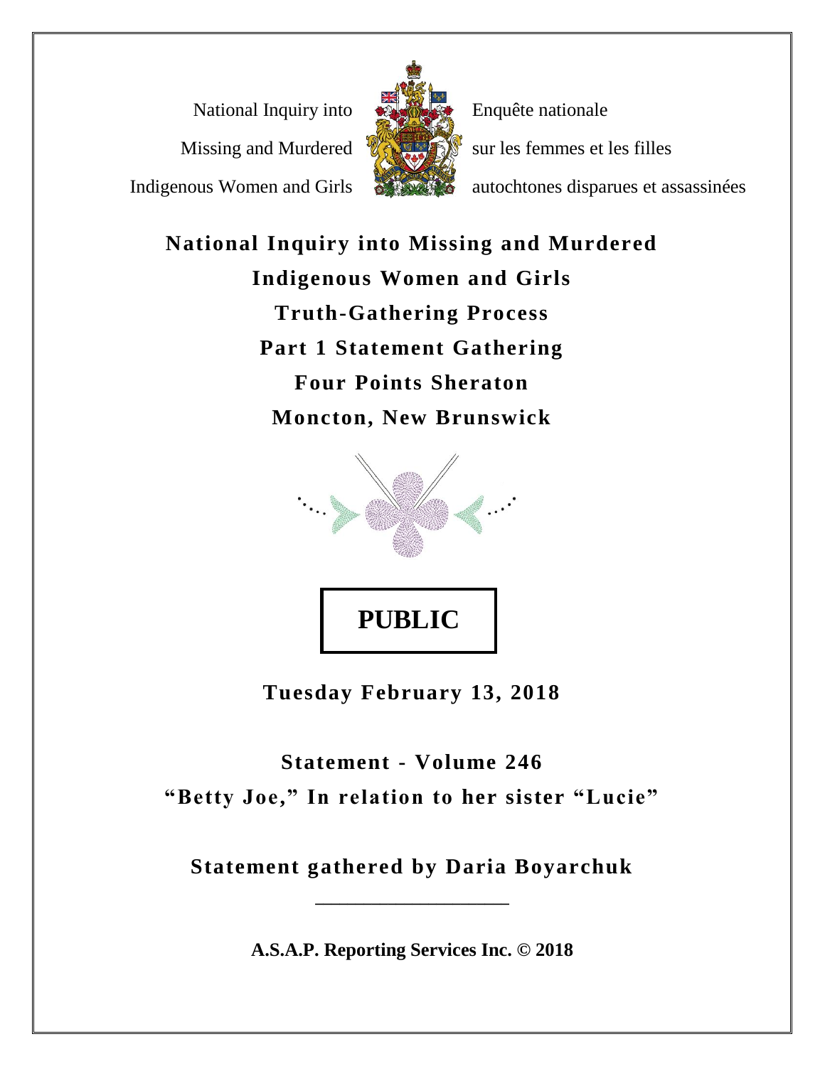National Inquiry into Missing and Murdered Indigenous Women and Girls

Enquête nationale sur les femmes et les filles autochtones disparues et assassinées

# National Inquiry into Missing and Murdered Indigenous Women and Girls

## Truth-Gathering Process

## Part 1 Statement Gathering

## Four Points Sheraton

## Moncton, New Brunswick

**PUBLIC**

**Tuesday February 13, 2018**

**Statement - Volume 246**

**"Betty Joe," In relation to her sister "Lucie"**

**Statement gathered by Daria Boyarchuk**

---

**A.S.A.P. Reporting Services Inc. © 2018**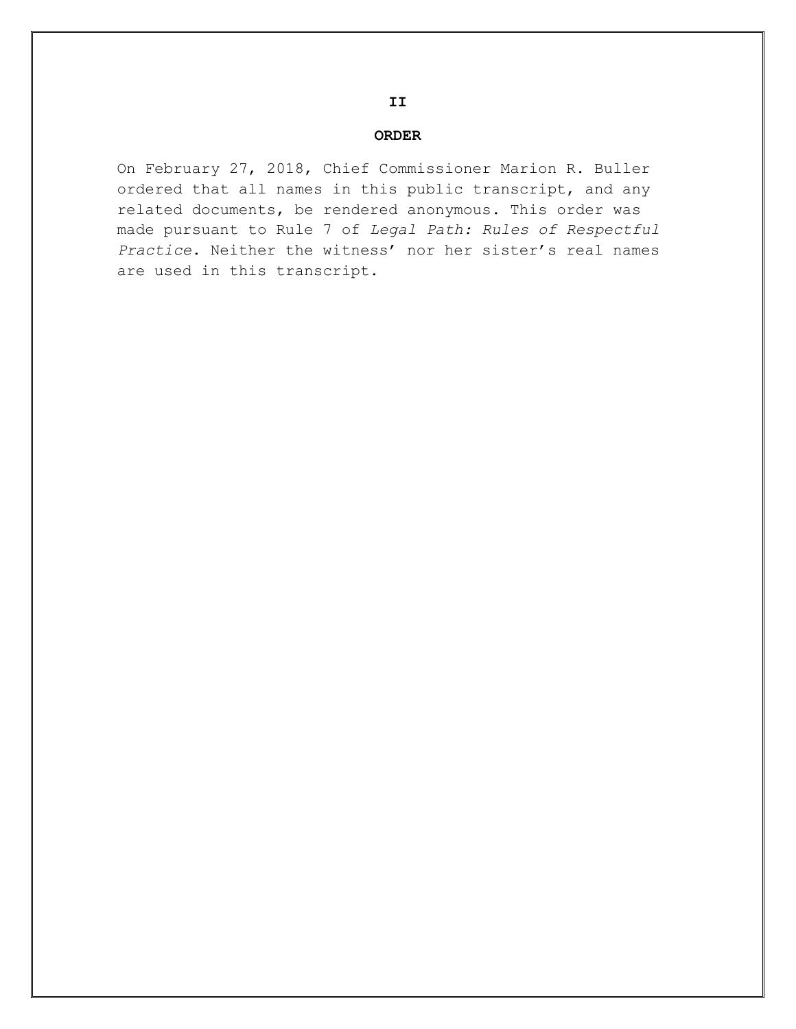**II**

**ORDER**

On February 27, 2018, Chief Commissioner Marion R. Buller ordered that all names in this public transcript, and any related documents, be rendered anonymous. This order was made pursuant to Rule 7 of *Legal Path: Rules of Respectful Practice*. Neither the witness' nor her sister's real names are used in this transcript.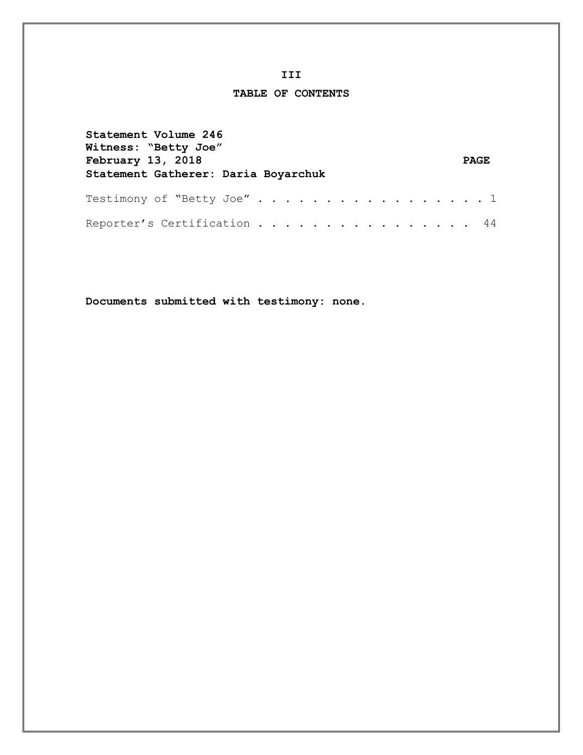**III**

# TABLE OF CONTENTS

**Statement Volume 246**
**Witness: "Betty Joe"**
**February 13, 2018** **PAGE**
**Statement Gatherer: Daria Boyarchuk**

Testimony of "Betty Joe" . . . . . . . . . . . . . . . . . . 1

Reporter's Certification . . . . . . . . . . . . . . . . . 44

**Documents submitted with testimony: none.**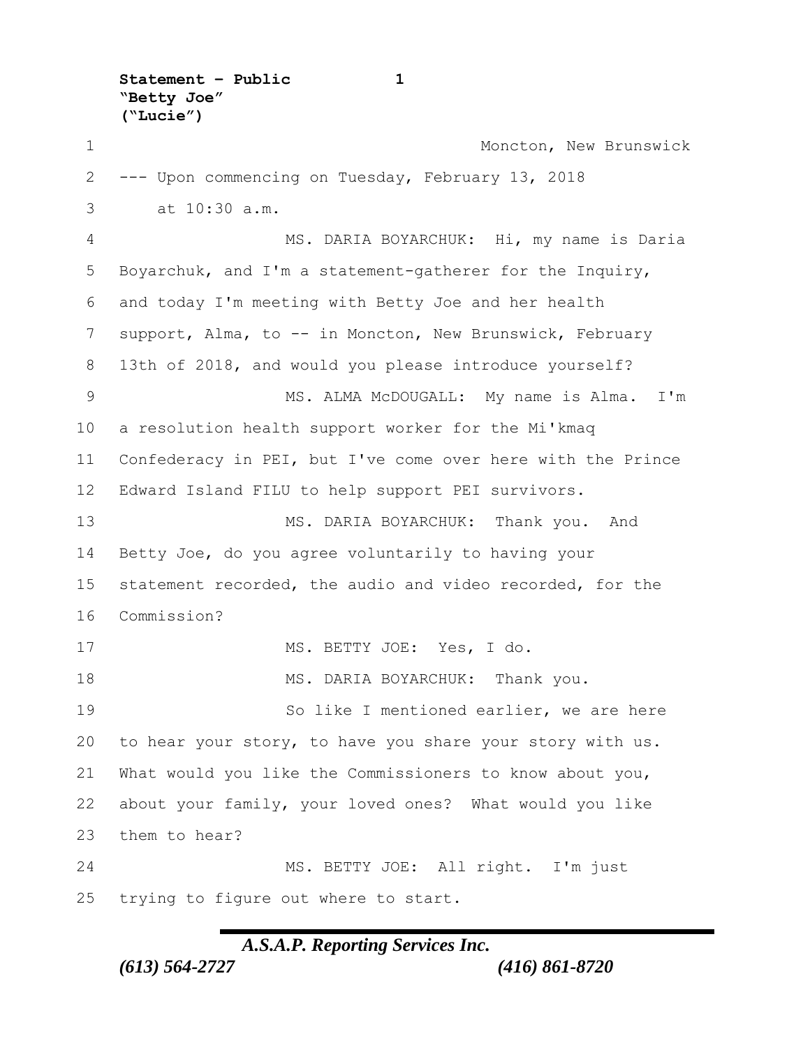Moncton, New Brunswick

--- Upon commencing on Tuesday, February 13, 2018 at 10:30 a.m.

MS. DARIA BOYARCHUK: Hi, my name is Daria Boyarchuk, and I'm a statement-gatherer for the Inquiry, and today I'm meeting with Betty Joe and her health support, Alma, to -- in Moncton, New Brunswick, February 13th of 2018, and would you please introduce yourself?

MS. ALMA McDOUGALL: My name is Alma. I'm a resolution health support worker for the Mi'kmaq Confederacy in PEI, but I've come over here with the Prince Edward Island FILU to help support PEI survivors.

MS. DARIA BOYARCHUK: Thank you. And Betty Joe, do you agree voluntarily to having your statement recorded, the audio and video recorded, for the Commission?

MS. BETTY JOE: Yes, I do.

MS. DARIA BOYARCHUK: Thank you.

So like I mentioned earlier, we are here to hear your story, to have you share your story with us. What would you like the Commissioners to know about you, about your family, your loved ones? What would you like them to hear?

MS. BETTY JOE: All right. I'm just trying to figure out where to start.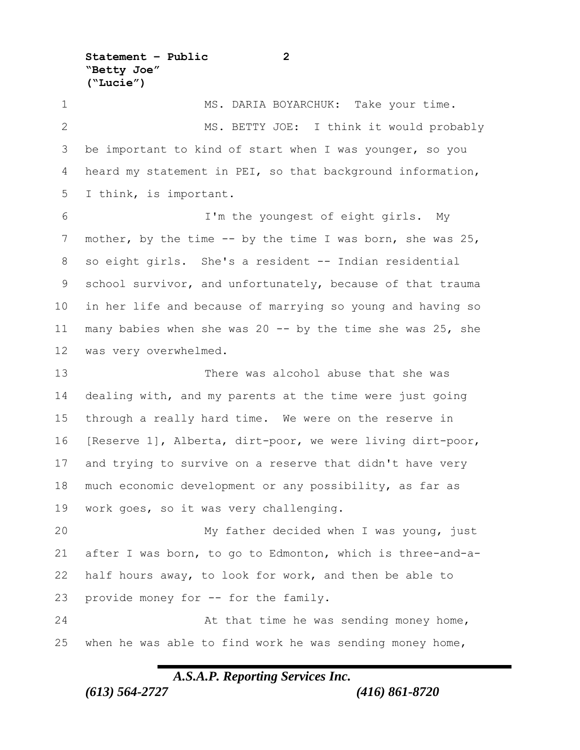MS. DARIA BOYARCHUK: Take your time.

MS. BETTY JOE: I think it would probably be important to kind of start when I was younger, so you heard my statement in PEI, so that background information, I think, is important.

I'm the youngest of eight girls. My mother, by the time -- by the time I was born, she was 25, so eight girls. She's a resident -- Indian residential school survivor, and unfortunately, because of that trauma in her life and because of marrying so young and having so many babies when she was 20 -- by the time she was 25, she was very overwhelmed.

There was alcohol abuse that she was dealing with, and my parents at the time were just going through a really hard time. We were on the reserve in [Reserve 1], Alberta, dirt-poor, we were living dirt-poor, and trying to survive on a reserve that didn't have very much economic development or any possibility, as far as work goes, so it was very challenging.

My father decided when I was young, just after I was born, to go to Edmonton, which is three-and-a-half hours away, to look for work, and then be able to provide money for -- for the family.

At that time he was sending money home, when he was able to find work he was sending money home,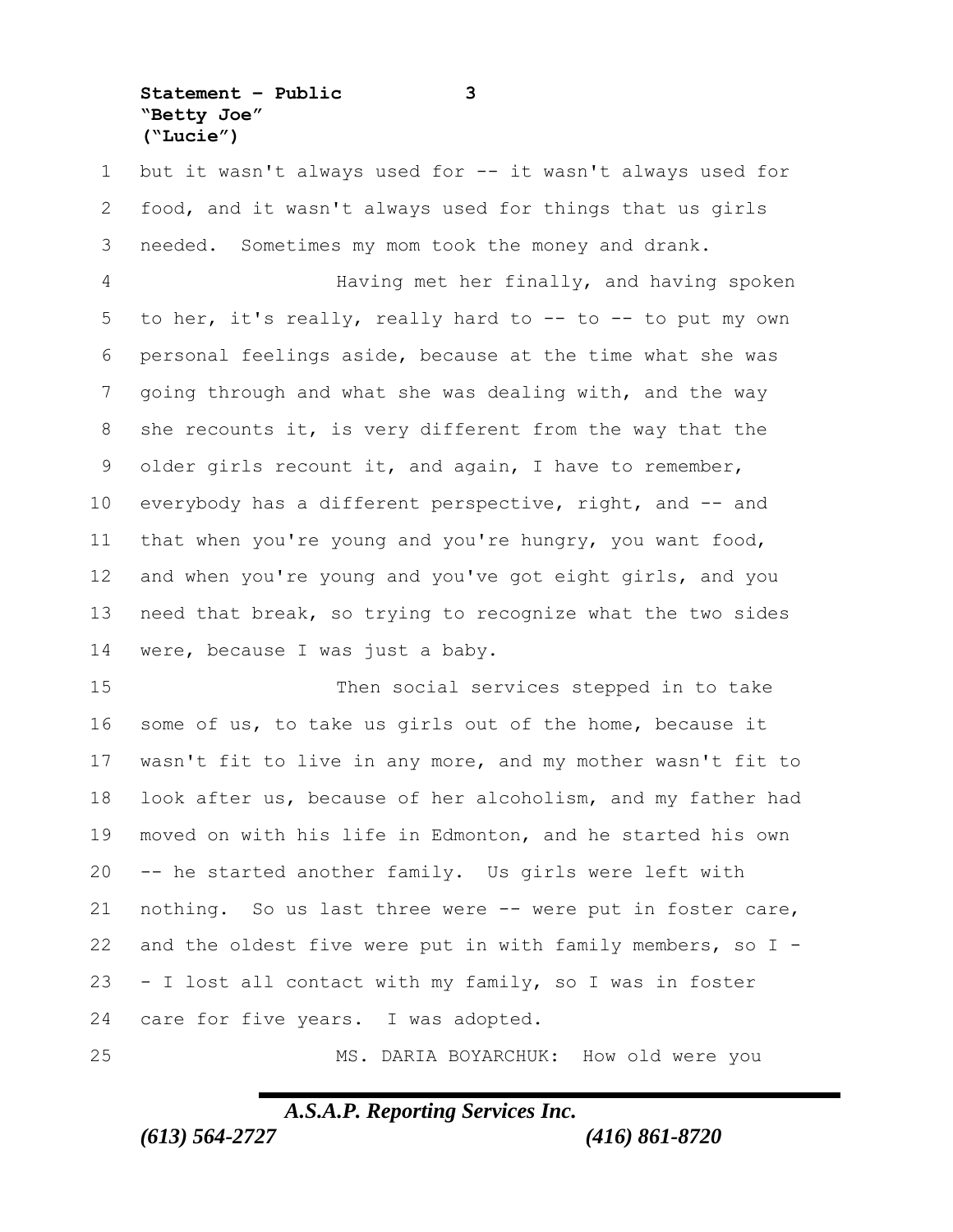but it wasn't always used for -- it wasn't always used for food, and it wasn't always used for things that us girls needed. Sometimes my mom took the money and drank.

Having met her finally, and having spoken to her, it's really, really hard to -- to -- to put my own personal feelings aside, because at the time what she was going through and what she was dealing with, and the way she recounts it, is very different from the way that the older girls recount it, and again, I have to remember, everybody has a different perspective, right, and -- and that when you're young and you're hungry, you want food, and when you're young and you've got eight girls, and you need that break, so trying to recognize what the two sides were, because I was just a baby.

Then social services stepped in to take some of us, to take us girls out of the home, because it wasn't fit to live in any more, and my mother wasn't fit to look after us, because of her alcoholism, and my father had moved on with his life in Edmonton, and he started his own -- he started another family. Us girls were left with nothing. So us last three were -- were put in foster care, and the oldest five were put in with family members, so I -- I lost all contact with my family, so I was in foster care for five years. I was adopted.

MS. DARIA BOYARCHUK: How old were you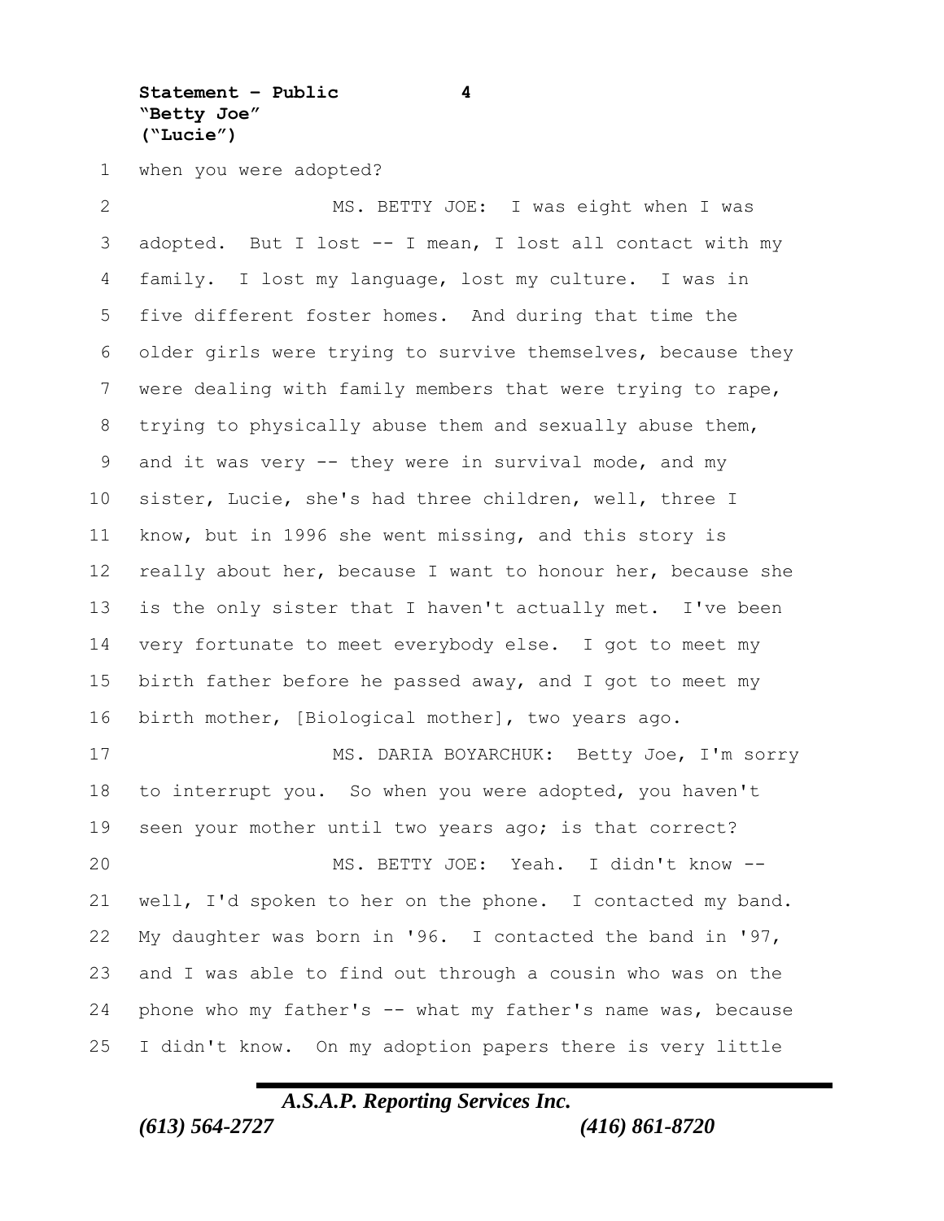when you were adopted?

MS. BETTY JOE: I was eight when I was adopted. But I lost -- I mean, I lost all contact with my family. I lost my language, lost my culture. I was in five different foster homes. And during that time the older girls were trying to survive themselves, because they were dealing with family members that were trying to rape, trying to physically abuse them and sexually abuse them, and it was very -- they were in survival mode, and my sister, Lucie, she's had three children, well, three I know, but in 1996 she went missing, and this story is really about her, because I want to honour her, because she is the only sister that I haven't actually met. I've been very fortunate to meet everybody else. I got to meet my birth father before he passed away, and I got to meet my birth mother, [Biological mother], two years ago.

MS. DARIA BOYARCHUK: Betty Joe, I'm sorry to interrupt you. So when you were adopted, you haven't seen your mother until two years ago; is that correct?

MS. BETTY JOE: Yeah. I didn't know -- well, I'd spoken to her on the phone. I contacted my band. My daughter was born in '96. I contacted the band in '97, and I was able to find out through a cousin who was on the phone who my father's -- what my father's name was, because I didn't know. On my adoption papers there is very little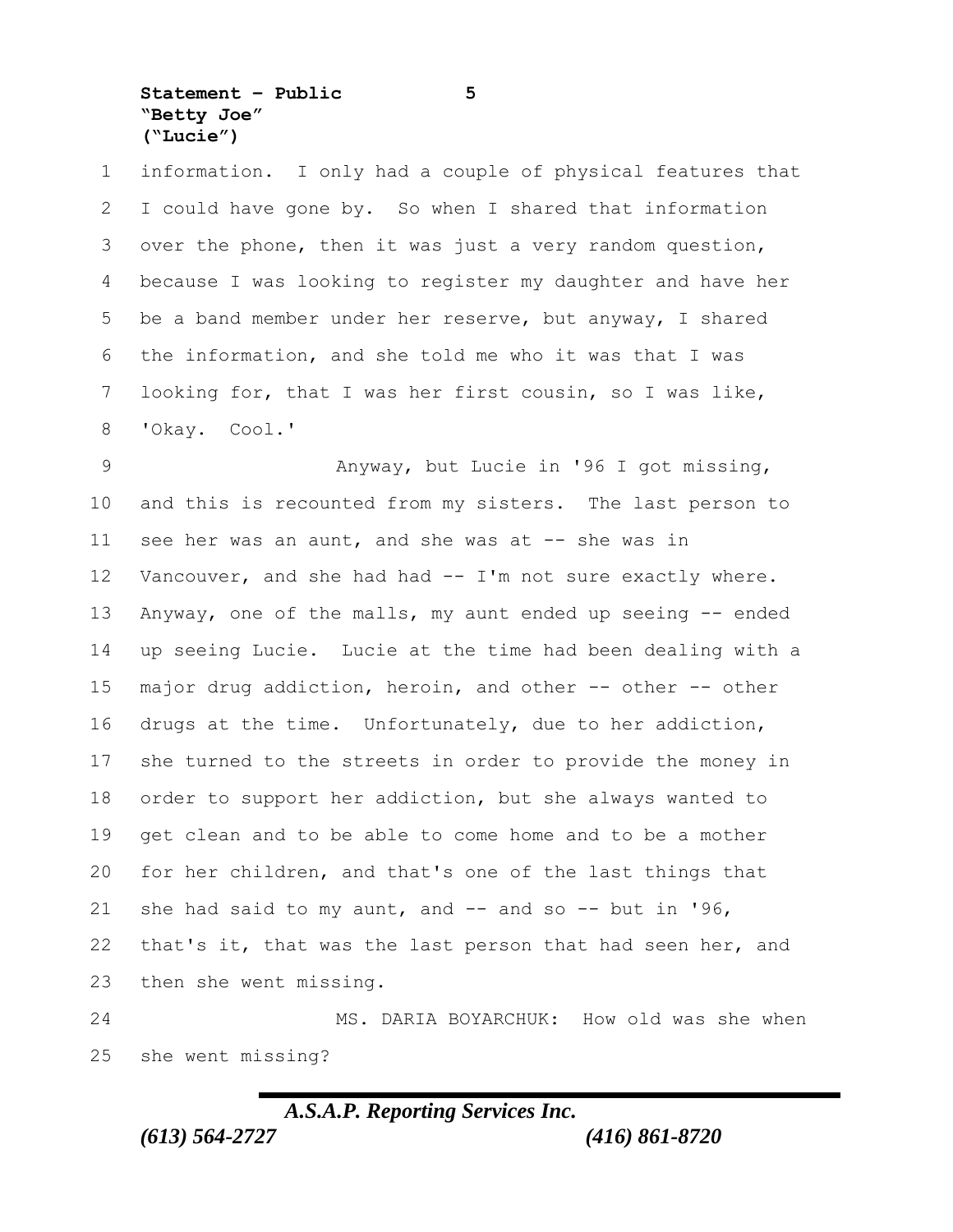information. I only had a couple of physical features that I could have gone by. So when I shared that information over the phone, then it was just a very random question, because I was looking to register my daughter and have her be a band member under her reserve, but anyway, I shared the information, and she told me who it was that I was looking for, that I was her first cousin, so I was like, 'Okay. Cool.'

Anyway, but Lucie in '96 I got missing, and this is recounted from my sisters. The last person to see her was an aunt, and she was at -- she was in Vancouver, and she had had -- I'm not sure exactly where. Anyway, one of the malls, my aunt ended up seeing -- ended up seeing Lucie. Lucie at the time had been dealing with a major drug addiction, heroin, and other -- other -- other drugs at the time. Unfortunately, due to her addiction, she turned to the streets in order to provide the money in order to support her addiction, but she always wanted to get clean and to be able to come home and to be a mother for her children, and that's one of the last things that she had said to my aunt, and -- and so -- but in '96, that's it, that was the last person that had seen her, and then she went missing.

MS. DARIA BOYARCHUK: How old was she when she went missing?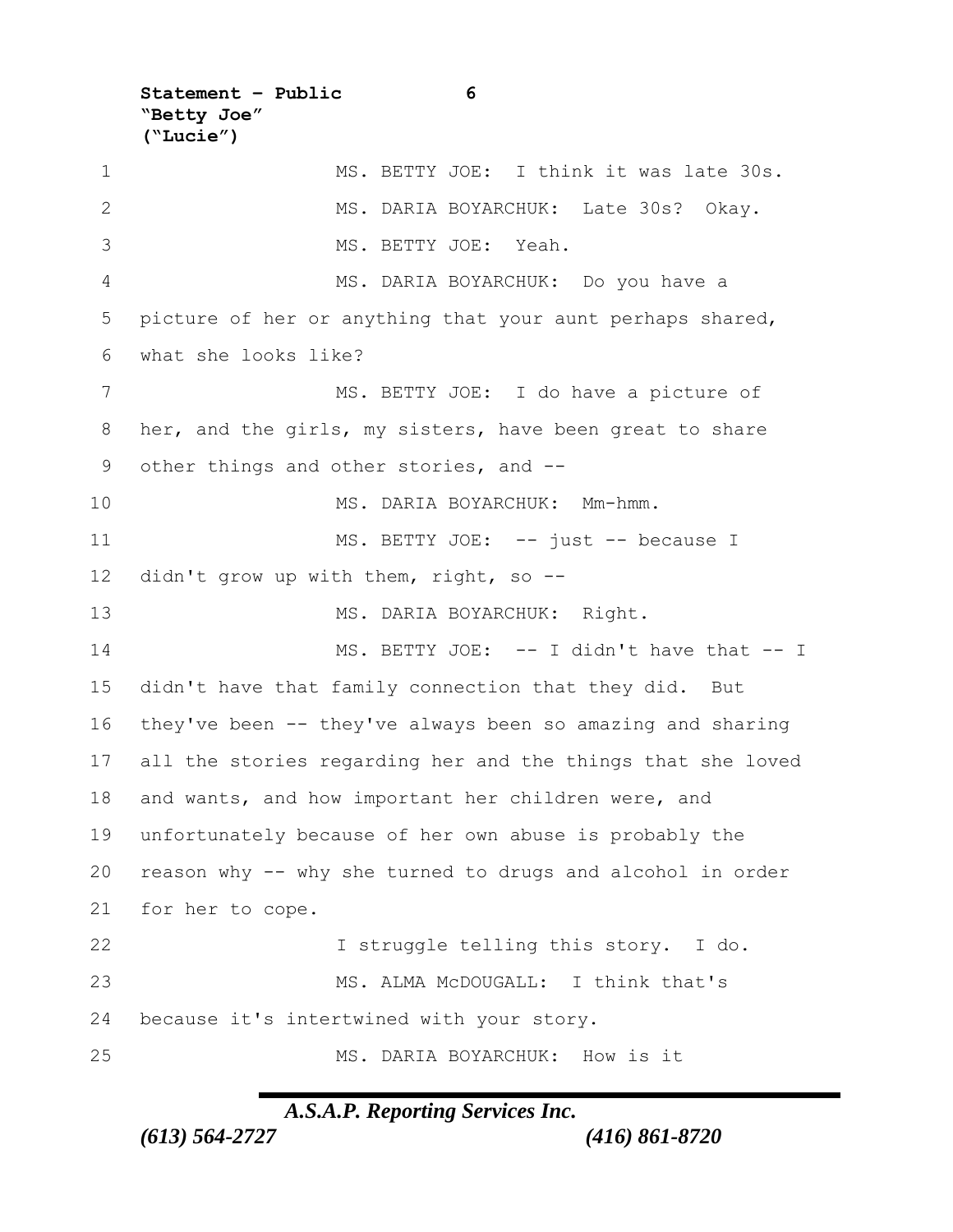MS. BETTY JOE: I think it was late 30s.

MS. DARIA BOYARCHUK: Late 30s? Okay.

MS. BETTY JOE: Yeah.

MS. DARIA BOYARCHUK: Do you have a picture of her or anything that your aunt perhaps shared, what she looks like?

MS. BETTY JOE: I do have a picture of her, and the girls, my sisters, have been great to share other things and other stories, and --

MS. DARIA BOYARCHUK: Mm-hmm.

MS. BETTY JOE: -- just -- because I didn't grow up with them, right, so --

MS. DARIA BOYARCHUK: Right.

MS. BETTY JOE: -- I didn't have that -- I didn't have that family connection that they did. But they've been -- they've always been so amazing and sharing all the stories regarding her and the things that she loved and wants, and how important her children were, and unfortunately because of her own abuse is probably the reason why -- why she turned to drugs and alcohol in order for her to cope.

I struggle telling this story. I do.

MS. ALMA McDOUGALL: I think that's because it's intertwined with your story.

MS. DARIA BOYARCHUK: How is it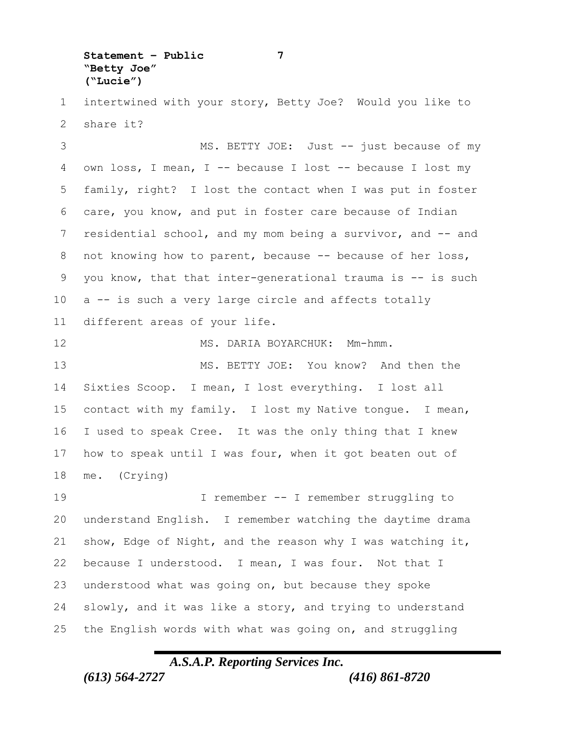intertwined with your story, Betty Joe? Would you like to share it?

MS. BETTY JOE: Just -- just because of my own loss, I mean, I -- because I lost -- because I lost my family, right? I lost the contact when I was put in foster care, you know, and put in foster care because of Indian residential school, and my mom being a survivor, and -- and not knowing how to parent, because -- because of her loss, you know, that that inter-generational trauma is -- is such a -- is such a very large circle and affects totally different areas of your life.

MS. DARIA BOYARCHUK: Mm-hmm.

MS. BETTY JOE: You know? And then the Sixties Scoop. I mean, I lost everything. I lost all contact with my family. I lost my Native tongue. I mean, I used to speak Cree. It was the only thing that I knew how to speak until I was four, when it got beaten out of me. (Crying)

I remember -- I remember struggling to understand English. I remember watching the daytime drama show, Edge of Night, and the reason why I was watching it, because I understood. I mean, I was four. Not that I understood what was going on, but because they spoke slowly, and it was like a story, and trying to understand the English words with what was going on, and struggling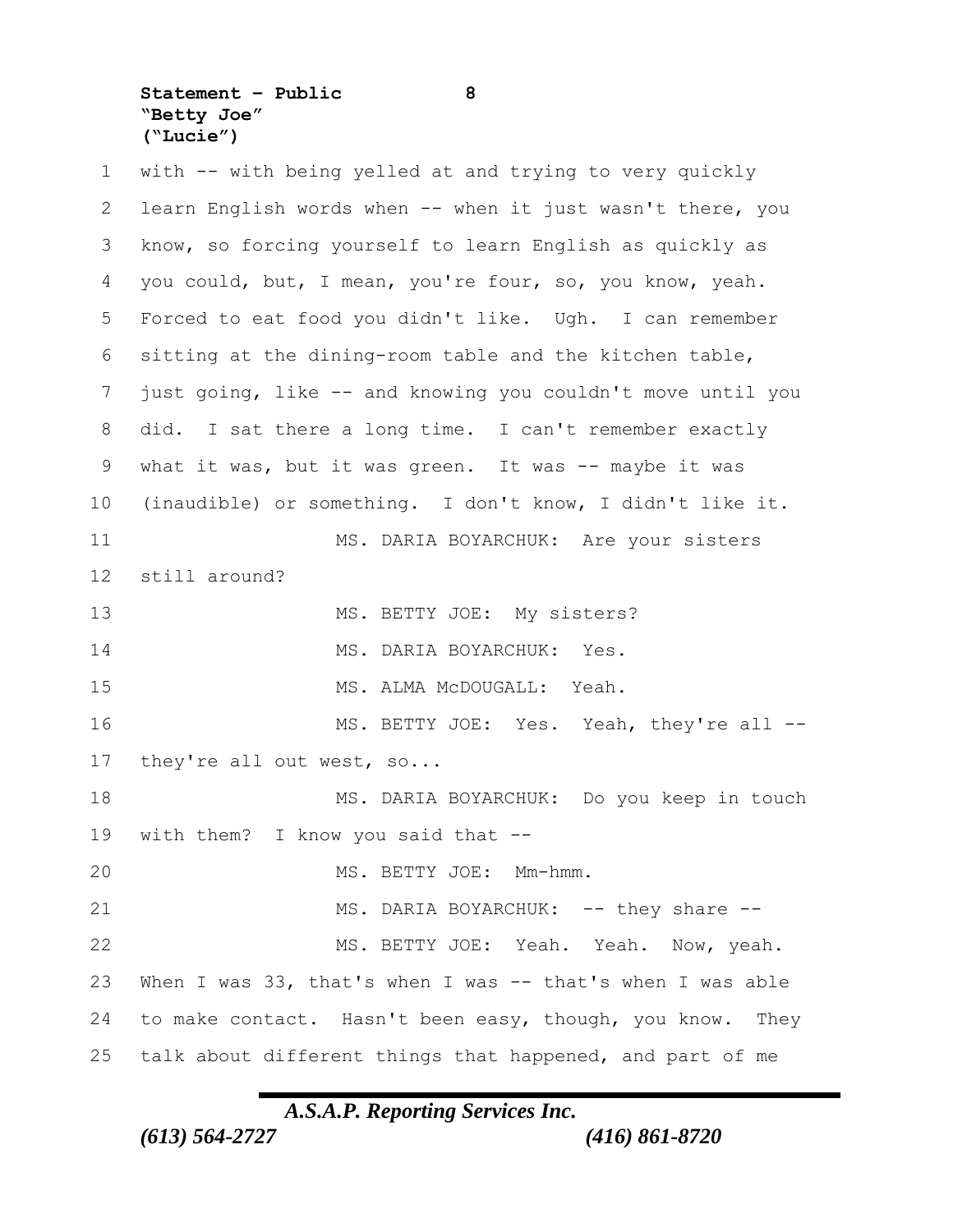with -- with being yelled at and trying to very quickly learn English words when -- when it just wasn't there, you know, so forcing yourself to learn English as quickly as you could, but, I mean, you're four, so, you know, yeah. Forced to eat food you didn't like. Ugh. I can remember sitting at the dining-room table and the kitchen table, just going, like -- and knowing you couldn't move until you did. I sat there a long time. I can't remember exactly what it was, but it was green. It was -- maybe it was (inaudible) or something. I don't know, I didn't like it.

MS. DARIA BOYARCHUK: Are your sisters still around?

MS. BETTY JOE: My sisters?

MS. DARIA BOYARCHUK: Yes.

MS. ALMA McDOUGALL: Yeah.

MS. BETTY JOE: Yes. Yeah, they're all -- they're all out west, so...

MS. DARIA BOYARCHUK: Do you keep in touch with them? I know you said that --

MS. BETTY JOE: Mm-hmm.

MS. DARIA BOYARCHUK: -- they share --

MS. BETTY JOE: Yeah. Yeah. Now, yeah. When I was 33, that's when I was -- that's when I was able to make contact. Hasn't been easy, though, you know. They talk about different things that happened, and part of me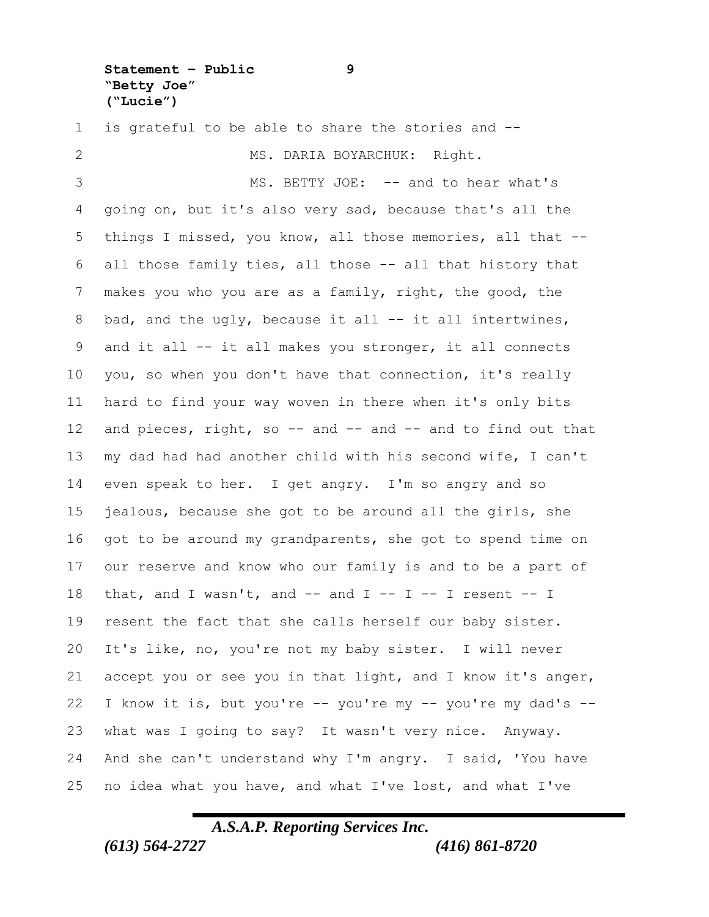is grateful to be able to share the stories and --

MS. DARIA BOYARCHUK: Right.

MS. BETTY JOE: -- and to hear what's going on, but it's also very sad, because that's all the things I missed, you know, all those memories, all that -- all those family ties, all those -- all that history that makes you who you are as a family, right, the good, the bad, and the ugly, because it all -- it all intertwines, and it all -- it all makes you stronger, it all connects you, so when you don't have that connection, it's really hard to find your way woven in there when it's only bits and pieces, right, so -- and -- and -- and to find out that my dad had had another child with his second wife, I can't even speak to her. I get angry. I'm so angry and so jealous, because she got to be around all the girls, she got to be around my grandparents, she got to spend time on our reserve and know who our family is and to be a part of that, and I wasn't, and -- and I -- I -- I resent -- I resent the fact that she calls herself our baby sister. It's like, no, you're not my baby sister. I will never accept you or see you in that light, and I know it's anger, I know it is, but you're -- you're my -- you're my dad's -- what was I going to say? It wasn't very nice. Anyway. And she can't understand why I'm angry. I said, 'You have no idea what you have, and what I've lost, and what I've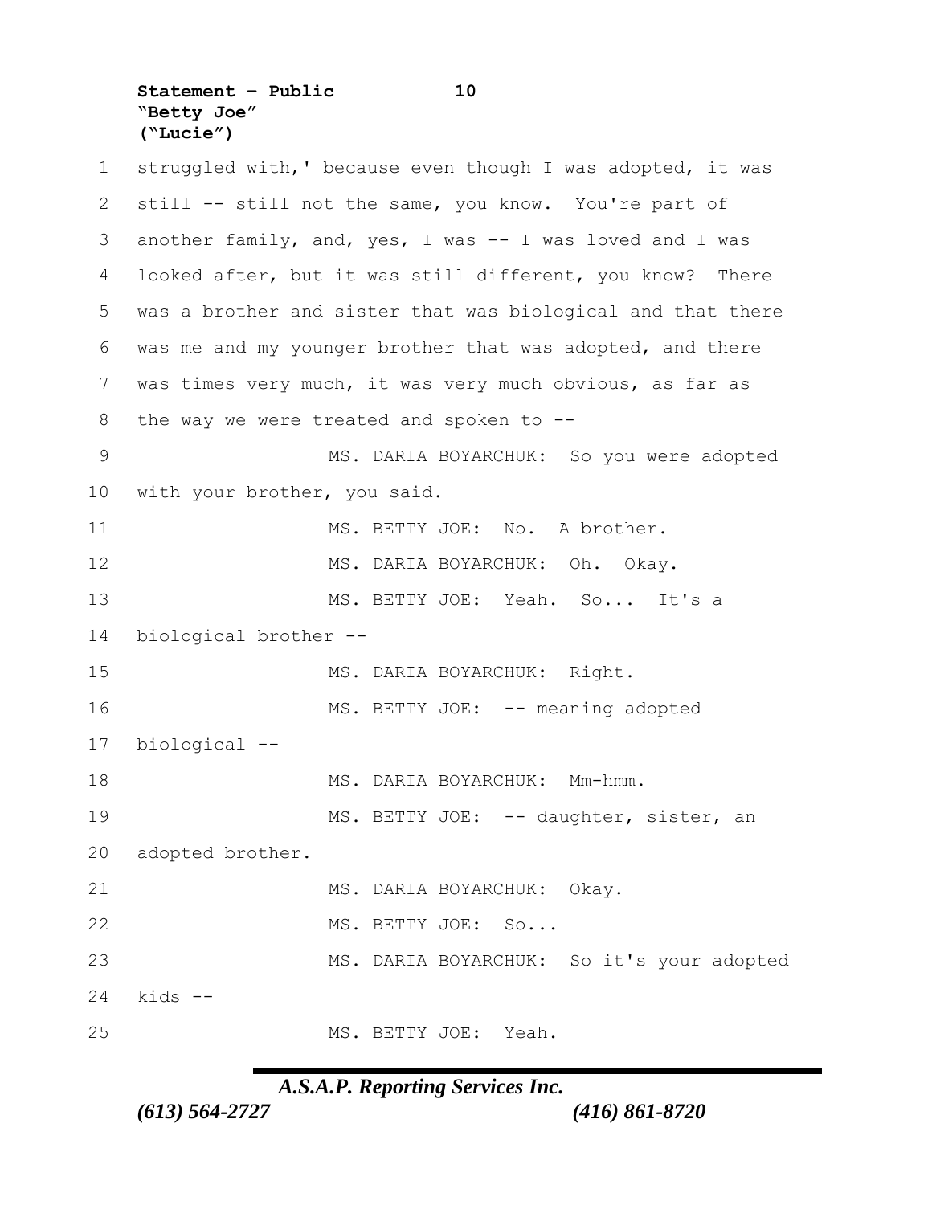struggled with,' because even though I was adopted, it was still -- still not the same, you know. You're part of another family, and, yes, I was -- I was loved and I was looked after, but it was still different, you know? There was a brother and sister that was biological and that there was me and my younger brother that was adopted, and there was times very much, it was very much obvious, as far as the way we were treated and spoken to --

MS. DARIA BOYARCHUK: So you were adopted with your brother, you said.

MS. BETTY JOE: No. A brother.

MS. DARIA BOYARCHUK: Oh. Okay.

MS. BETTY JOE: Yeah. So... It's a biological brother --

MS. DARIA BOYARCHUK: Right.

MS. BETTY JOE: -- meaning adopted biological --

MS. DARIA BOYARCHUK: Mm-hmm.

MS. BETTY JOE: -- daughter, sister, an adopted brother.

MS. DARIA BOYARCHUK: Okay.

MS. BETTY JOE: So...

MS. DARIA BOYARCHUK: So it's your adopted kids --

MS. BETTY JOE: Yeah.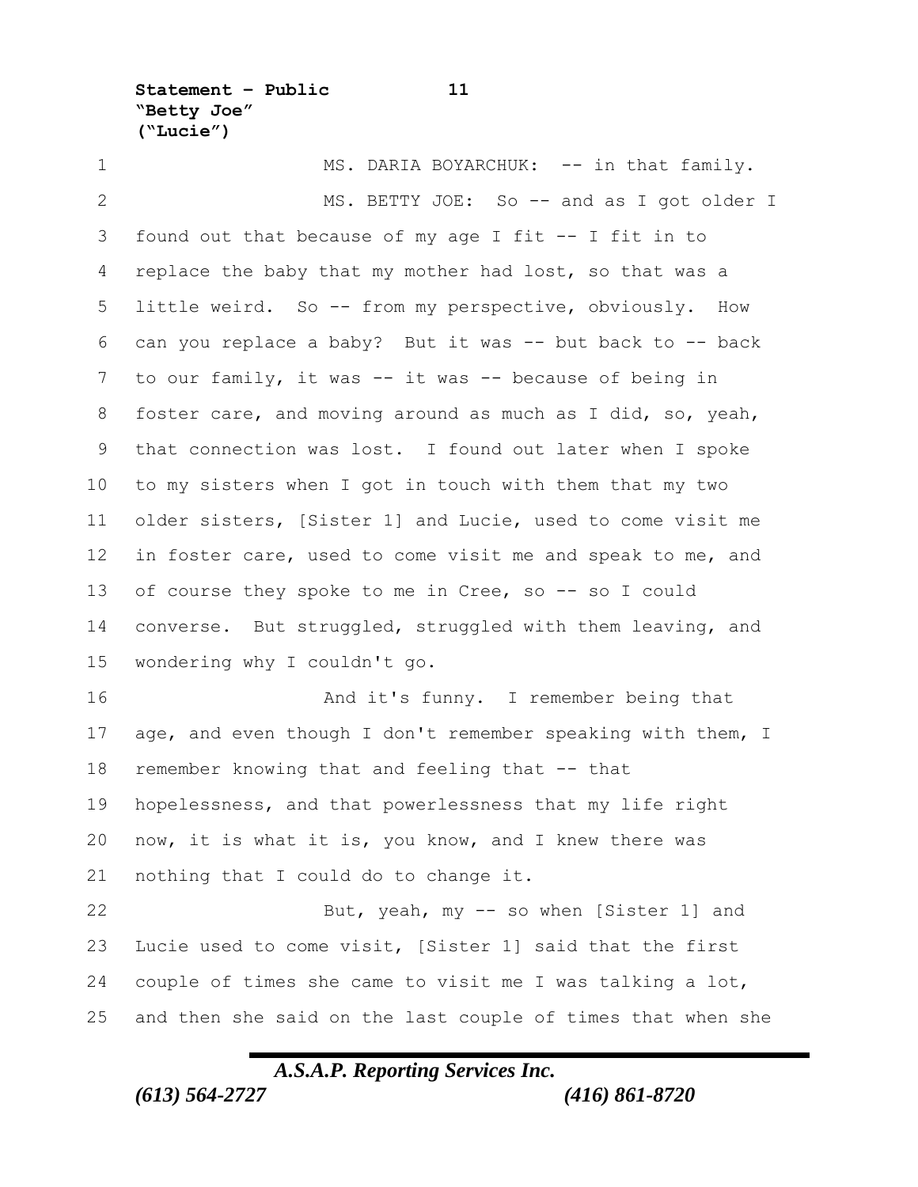MS. DARIA BOYARCHUK: -- in that family.

MS. BETTY JOE: So -- and as I got older I found out that because of my age I fit -- I fit in to replace the baby that my mother had lost, so that was a little weird. So -- from my perspective, obviously. How can you replace a baby? But it was -- but back to -- back to our family, it was -- it was -- because of being in foster care, and moving around as much as I did, so, yeah, that connection was lost. I found out later when I spoke to my sisters when I got in touch with them that my two older sisters, [Sister 1] and Lucie, used to come visit me in foster care, used to come visit me and speak to me, and of course they spoke to me in Cree, so -- so I could converse. But struggled, struggled with them leaving, and wondering why I couldn't go.

And it's funny. I remember being that age, and even though I don't remember speaking with them, I remember knowing that and feeling that -- that hopelessness, and that powerlessness that my life right now, it is what it is, you know, and I knew there was nothing that I could do to change it.

But, yeah, my -- so when [Sister 1] and Lucie used to come visit, [Sister 1] said that the first couple of times she came to visit me I was talking a lot, and then she said on the last couple of times that when she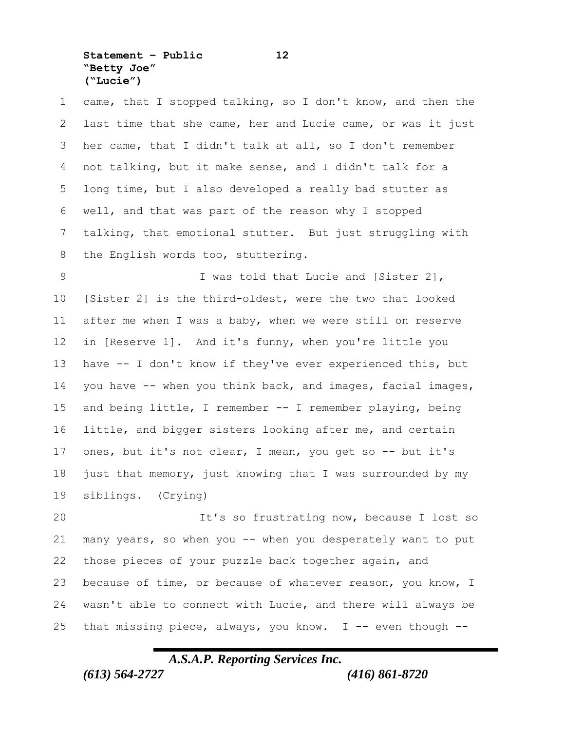came, that I stopped talking, so I don't know, and then the last time that she came, her and Lucie came, or was it just her came, that I didn't talk at all, so I don't remember not talking, but it make sense, and I didn't talk for a long time, but I also developed a really bad stutter as well, and that was part of the reason why I stopped talking, that emotional stutter. But just struggling with the English words too, stuttering.

I was told that Lucie and [Sister 2], [Sister 2] is the third-oldest, were the two that looked after me when I was a baby, when we were still on reserve in [Reserve 1]. And it's funny, when you're little you have -- I don't know if they've ever experienced this, but you have -- when you think back, and images, facial images, and being little, I remember -- I remember playing, being little, and bigger sisters looking after me, and certain ones, but it's not clear, I mean, you get so -- but it's just that memory, just knowing that I was surrounded by my siblings. (Crying)

It's so frustrating now, because I lost so many years, so when you -- when you desperately want to put those pieces of your puzzle back together again, and because of time, or because of whatever reason, you know, I wasn't able to connect with Lucie, and there will always be that missing piece, always, you know. I -- even though --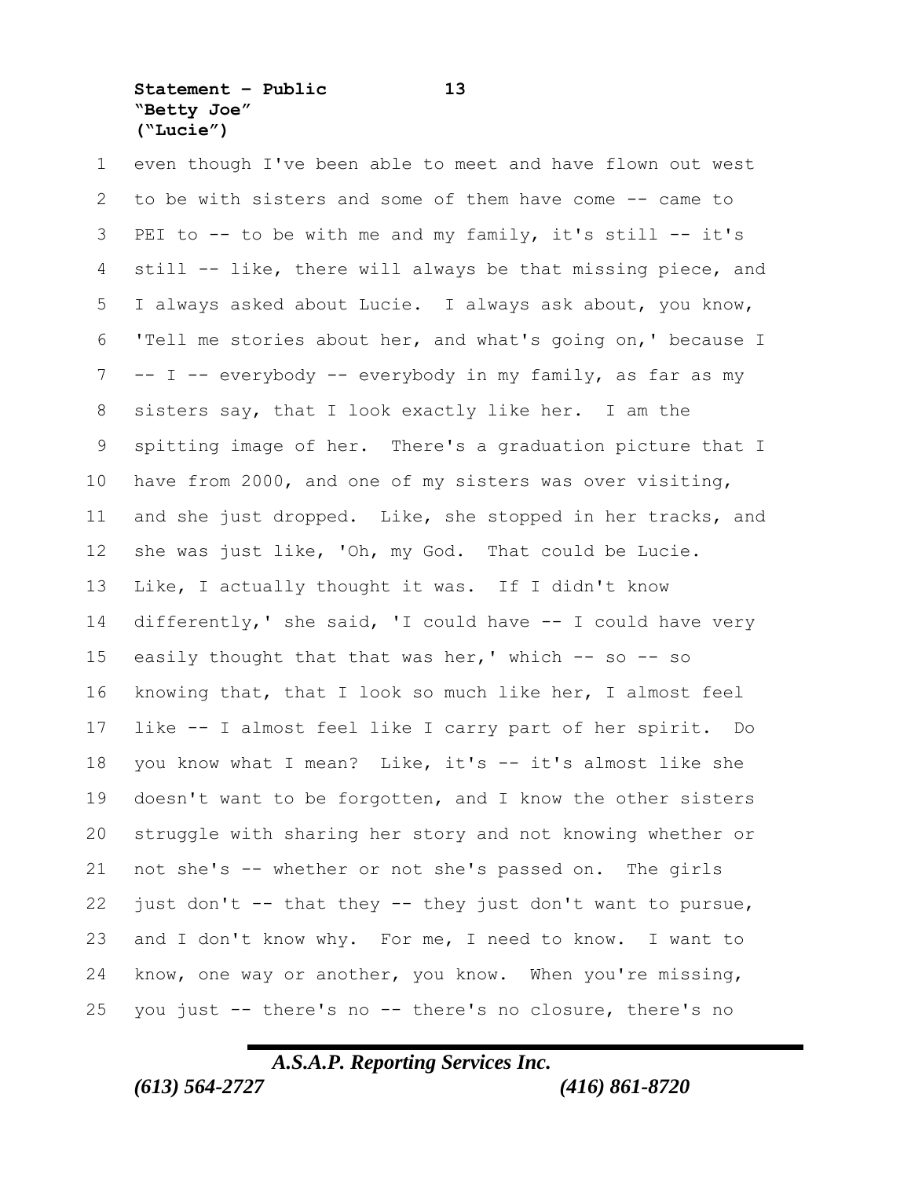even though I've been able to meet and have flown out west to be with sisters and some of them have come -- came to PEI to -- to be with me and my family, it's still -- it's still -- like, there will always be that missing piece, and I always asked about Lucie. I always ask about, you know, 'Tell me stories about her, and what's going on,' because I -- I -- everybody -- everybody in my family, as far as my sisters say, that I look exactly like her. I am the spitting image of her. There's a graduation picture that I have from 2000, and one of my sisters was over visiting, and she just dropped. Like, she stopped in her tracks, and she was just like, 'Oh, my God. That could be Lucie. Like, I actually thought it was. If I didn't know differently,' she said, 'I could have -- I could have very easily thought that that was her,' which -- so -- so knowing that, that I look so much like her, I almost feel like -- I almost feel like I carry part of her spirit. Do you know what I mean? Like, it's -- it's almost like she doesn't want to be forgotten, and I know the other sisters struggle with sharing her story and not knowing whether or not she's -- whether or not she's passed on. The girls just don't -- that they -- they just don't want to pursue, and I don't know why. For me, I need to know. I want to know, one way or another, you know. When you're missing, you just -- there's no -- there's no closure, there's no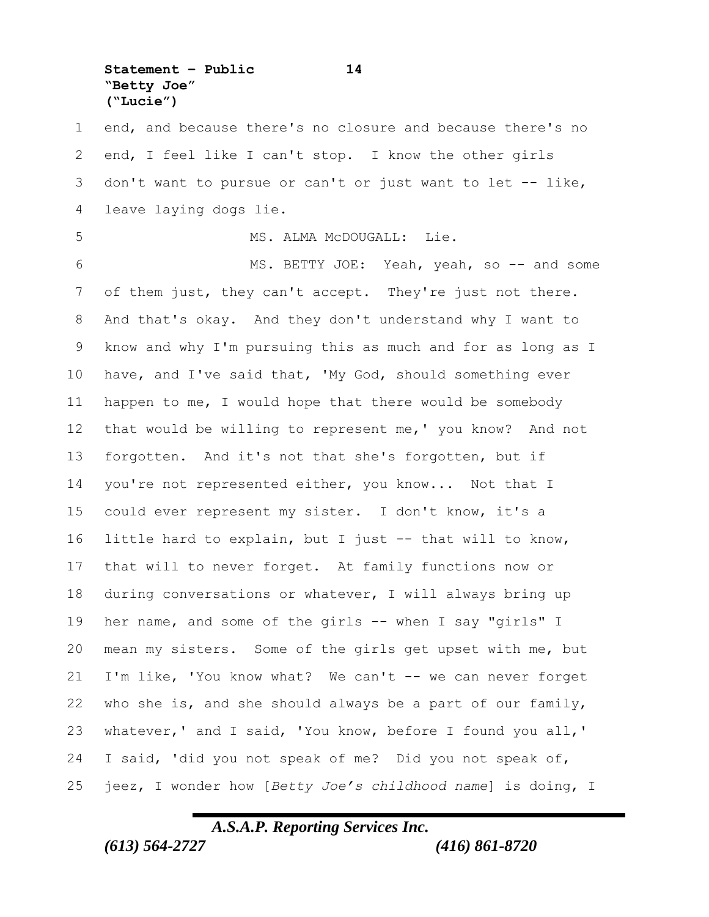end, and because there's no closure and because there's no end, I feel like I can't stop. I know the other girls don't want to pursue or can't or just want to let -- like, leave laying dogs lie.

MS. ALMA McDOUGALL: Lie.

MS. BETTY JOE: Yeah, yeah, so -- and some of them just, they can't accept. They're just not there. And that's okay. And they don't understand why I want to know and why I'm pursuing this as much and for as long as I have, and I've said that, 'My God, should something ever happen to me, I would hope that there would be somebody that would be willing to represent me,' you know? And not forgotten. And it's not that she's forgotten, but if you're not represented either, you know... Not that I could ever represent my sister. I don't know, it's a little hard to explain, but I just -- that will to know, that will to never forget. At family functions now or during conversations or whatever, I will always bring up her name, and some of the girls -- when I say "girls" I mean my sisters. Some of the girls get upset with me, but I'm like, 'You know what? We can't -- we can never forget who she is, and she should always be a part of our family, whatever,' and I said, 'You know, before I found you all,' I said, 'did you not speak of me? Did you not speak of, jeez, I wonder how [*Betty Joe's childhood name*] is doing, I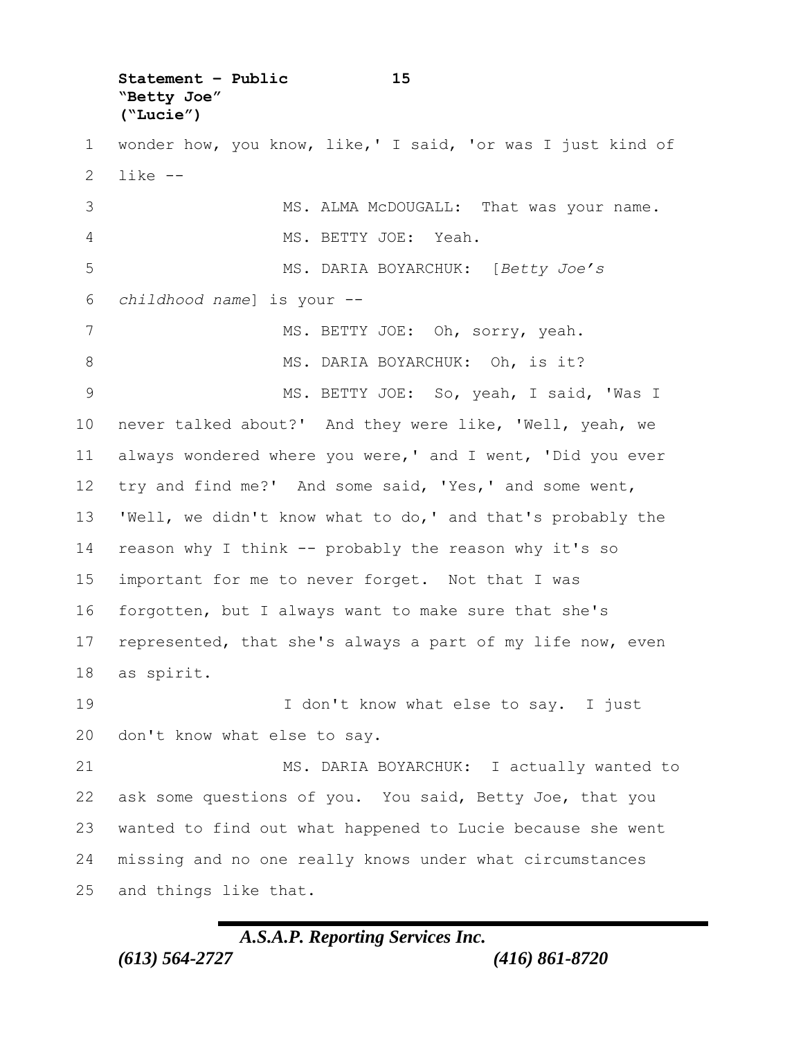wonder how, you know, like,' I said, 'or was I just kind of like --

MS. ALMA McDOUGALL: That was your name.

MS. BETTY JOE: Yeah.

MS. DARIA BOYARCHUK: [*Betty Joe's childhood name*] is your --

MS. BETTY JOE: Oh, sorry, yeah.

MS. DARIA BOYARCHUK: Oh, is it?

MS. BETTY JOE: So, yeah, I said, 'Was I never talked about?' And they were like, 'Well, yeah, we always wondered where you were,' and I went, 'Did you ever try and find me?' And some said, 'Yes,' and some went, 'Well, we didn't know what to do,' and that's probably the reason why I think -- probably the reason why it's so important for me to never forget. Not that I was forgotten, but I always want to make sure that she's represented, that she's always a part of my life now, even as spirit.

I don't know what else to say. I just don't know what else to say.

MS. DARIA BOYARCHUK: I actually wanted to ask some questions of you. You said, Betty Joe, that you wanted to find out what happened to Lucie because she went missing and no one really knows under what circumstances and things like that.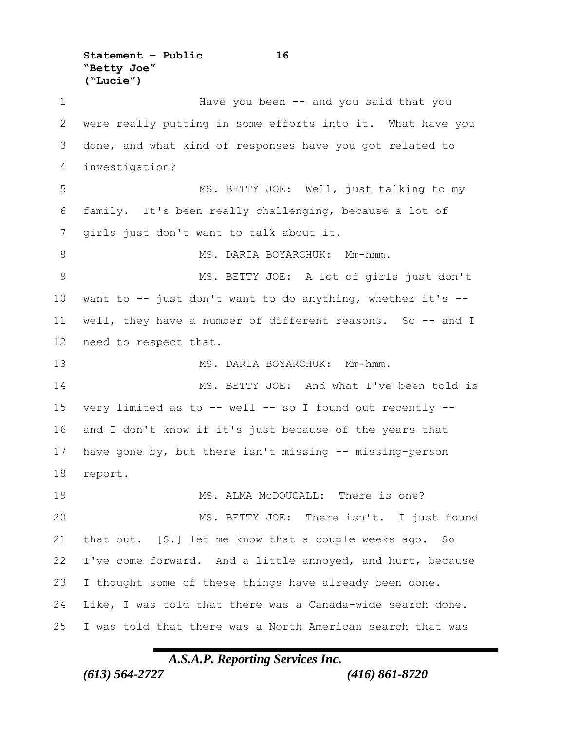Have you been -- and you said that you were really putting in some efforts into it. What have you done, and what kind of responses have you got related to investigation?

MS. BETTY JOE: Well, just talking to my family. It's been really challenging, because a lot of girls just don't want to talk about it.

MS. DARIA BOYARCHUK: Mm-hmm.

MS. BETTY JOE: A lot of girls just don't want to -- just don't want to do anything, whether it's -- well, they have a number of different reasons. So -- and I need to respect that.

MS. DARIA BOYARCHUK: Mm-hmm.

MS. BETTY JOE: And what I've been told is very limited as to -- well -- so I found out recently -- and I don't know if it's just because of the years that have gone by, but there isn't missing -- missing-person report.

MS. ALMA McDOUGALL: There is one?

MS. BETTY JOE: There isn't. I just found that out. [S.] let me know that a couple weeks ago. So I've come forward. And a little annoyed, and hurt, because I thought some of these things have already been done. Like, I was told that there was a Canada-wide search done. I was told that there was a North American search that was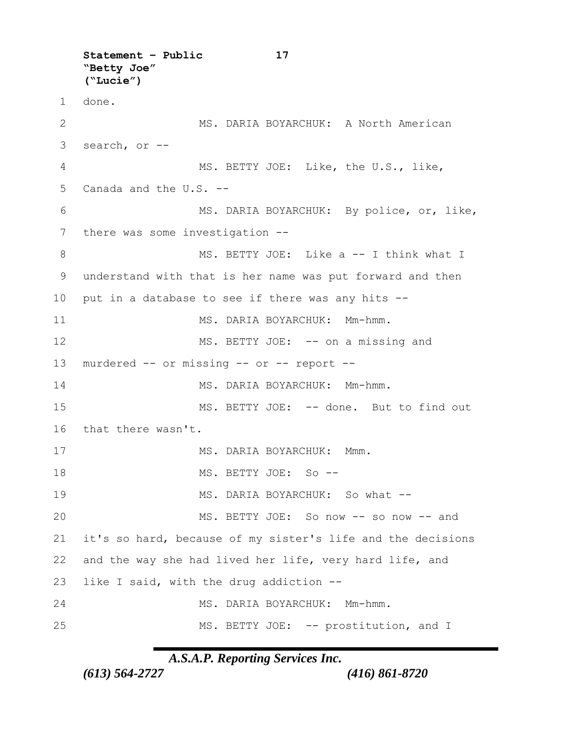1 done.

2 MS. DARIA BOYARCHUK: A North American

3 search, or --

4 MS. BETTY JOE: Like, the U.S., like,

5 Canada and the U.S. --

6 MS. DARIA BOYARCHUK: By police, or, like,

7 there was some investigation --

8 MS. BETTY JOE: Like a -- I think what I

9 understand with that is her name was put forward and then

10 put in a database to see if there was any hits --

11 MS. DARIA BOYARCHUK: Mm-hmm.

12 MS. BETTY JOE: -- on a missing and

13 murdered -- or missing -- or -- report --

14 MS. DARIA BOYARCHUK: Mm-hmm.

15 MS. BETTY JOE: -- done. But to find out

16 that there wasn't.

17 MS. DARIA BOYARCHUK: Mmm.

18 MS. BETTY JOE: So --

19 MS. DARIA BOYARCHUK: So what --

20 MS. BETTY JOE: So now -- so now -- and

21 it's so hard, because of my sister's life and the decisions

22 and the way she had lived her life, very hard life, and

23 like I said, with the drug addiction --

24 MS. DARIA BOYARCHUK: Mm-hmm.

25 MS. BETTY JOE: -- prostitution, and I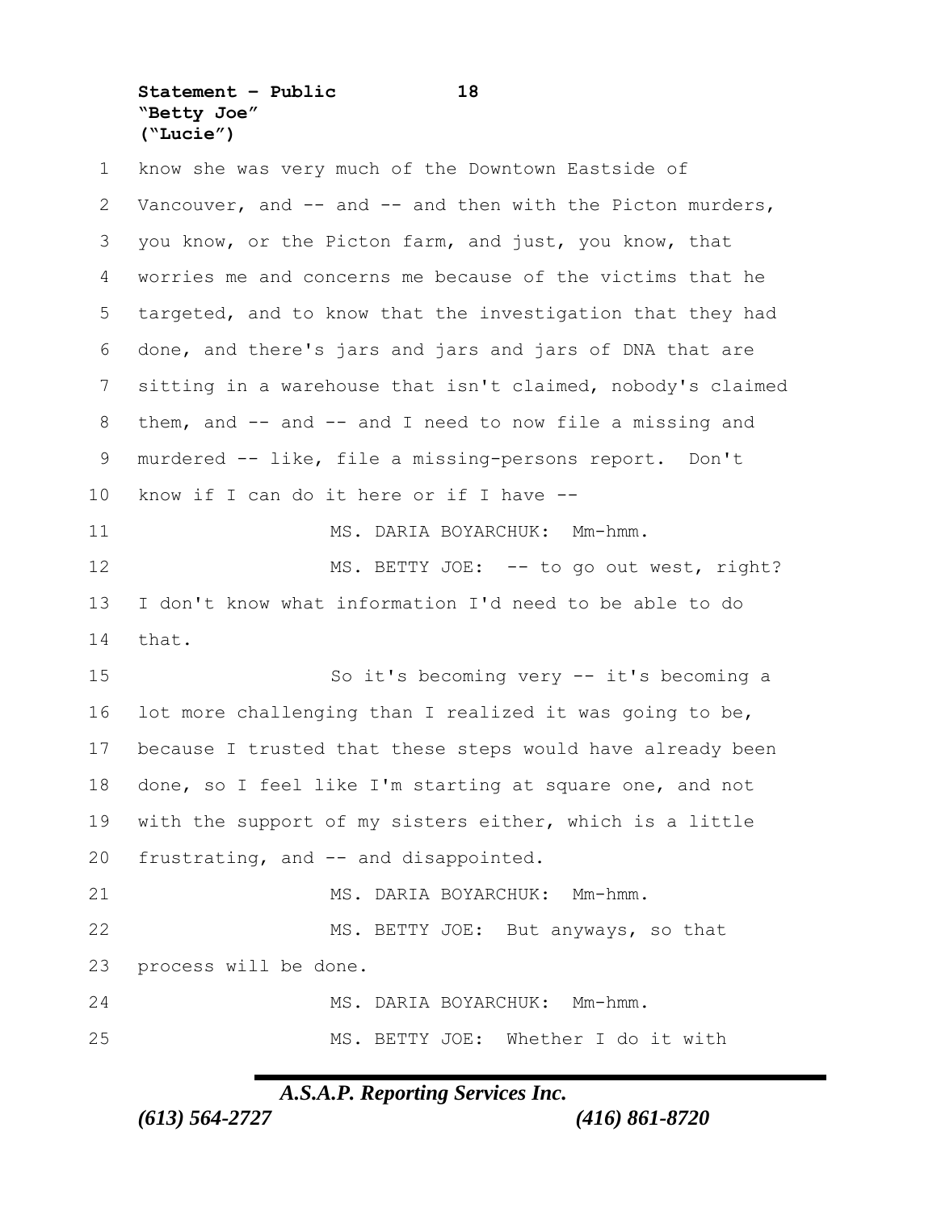know she was very much of the Downtown Eastside of Vancouver, and -- and -- and then with the Picton murders, you know, or the Picton farm, and just, you know, that worries me and concerns me because of the victims that he targeted, and to know that the investigation that they had done, and there's jars and jars and jars of DNA that are sitting in a warehouse that isn't claimed, nobody's claimed them, and -- and -- and I need to now file a missing and murdered -- like, file a missing-persons report. Don't know if I can do it here or if I have --

MS. DARIA BOYARCHUK: Mm-hmm.

MS. BETTY JOE: -- to go out west, right? I don't know what information I'd need to be able to do that.

So it's becoming very -- it's becoming a lot more challenging than I realized it was going to be, because I trusted that these steps would have already been done, so I feel like I'm starting at square one, and not with the support of my sisters either, which is a little frustrating, and -- and disappointed.

MS. DARIA BOYARCHUK: Mm-hmm.

MS. BETTY JOE: But anyways, so that process will be done.

MS. DARIA BOYARCHUK: Mm-hmm.

MS. BETTY JOE: Whether I do it with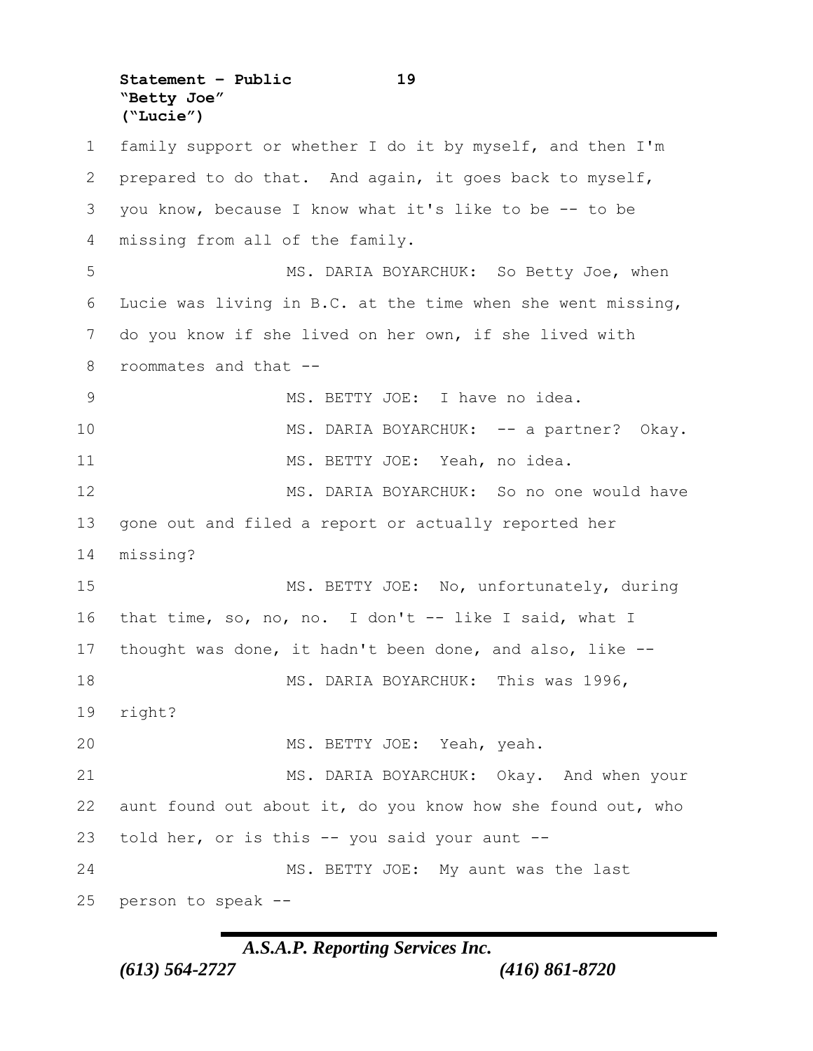family support or whether I do it by myself, and then I'm prepared to do that. And again, it goes back to myself, you know, because I know what it's like to be -- to be missing from all of the family.

MS. DARIA BOYARCHUK: So Betty Joe, when Lucie was living in B.C. at the time when she went missing, do you know if she lived on her own, if she lived with roommates and that --

MS. BETTY JOE: I have no idea.

MS. DARIA BOYARCHUK: -- a partner? Okay.

MS. BETTY JOE: Yeah, no idea.

MS. DARIA BOYARCHUK: So no one would have gone out and filed a report or actually reported her missing?

MS. BETTY JOE: No, unfortunately, during that time, so, no, no. I don't -- like I said, what I thought was done, it hadn't been done, and also, like --

MS. DARIA BOYARCHUK: This was 1996, right?

MS. BETTY JOE: Yeah, yeah.

MS. DARIA BOYARCHUK: Okay. And when your aunt found out about it, do you know how she found out, who told her, or is this -- you said your aunt --

MS. BETTY JOE: My aunt was the last person to speak --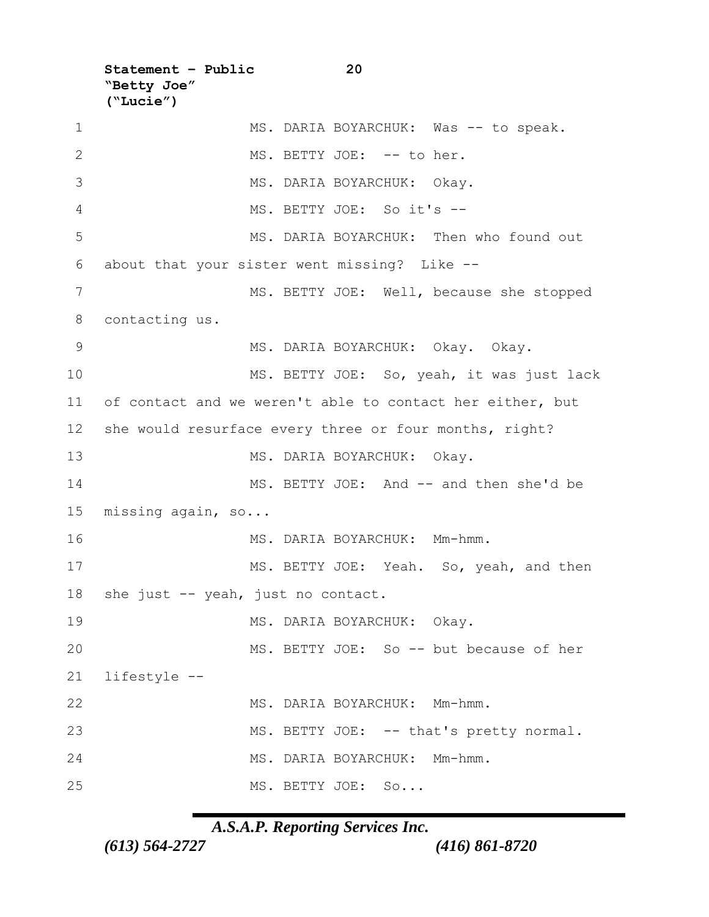MS. DARIA BOYARCHUK: Was -- to speak.

MS. BETTY JOE: -- to her.

MS. DARIA BOYARCHUK: Okay.

MS. BETTY JOE: So it's --

MS. DARIA BOYARCHUK: Then who found out about that your sister went missing? Like --

MS. BETTY JOE: Well, because she stopped contacting us.

MS. DARIA BOYARCHUK: Okay. Okay.

MS. BETTY JOE: So, yeah, it was just lack of contact and we weren't able to contact her either, but she would resurface every three or four months, right?

MS. DARIA BOYARCHUK: Okay.

MS. BETTY JOE: And -- and then she'd be missing again, so...

MS. DARIA BOYARCHUK: Mm-hmm.

MS. BETTY JOE: Yeah. So, yeah, and then she just -- yeah, just no contact.

MS. DARIA BOYARCHUK: Okay.

MS. BETTY JOE: So -- but because of her lifestyle --

MS. DARIA BOYARCHUK: Mm-hmm.

MS. BETTY JOE: -- that's pretty normal.

MS. DARIA BOYARCHUK: Mm-hmm.

MS. BETTY JOE: So...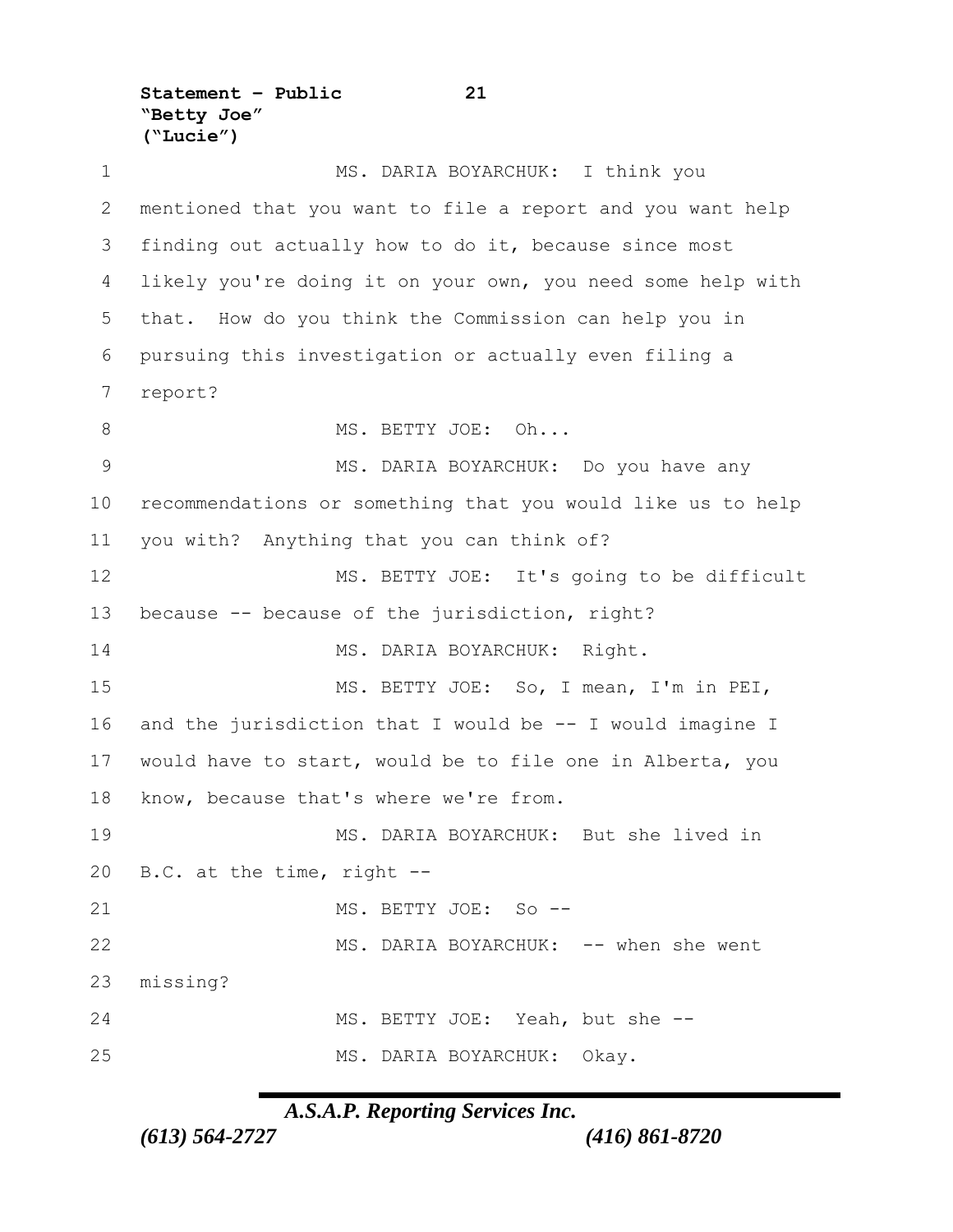MS. DARIA BOYARCHUK: I think you mentioned that you want to file a report and you want help finding out actually how to do it, because since most likely you're doing it on your own, you need some help with that. How do you think the Commission can help you in pursuing this investigation or actually even filing a report?

MS. BETTY JOE: Oh...

MS. DARIA BOYARCHUK: Do you have any recommendations or something that you would like us to help you with? Anything that you can think of?

MS. BETTY JOE: It's going to be difficult because -- because of the jurisdiction, right?

MS. DARIA BOYARCHUK: Right.

MS. BETTY JOE: So, I mean, I'm in PEI, and the jurisdiction that I would be -- I would imagine I would have to start, would be to file one in Alberta, you know, because that's where we're from.

MS. DARIA BOYARCHUK: But she lived in B.C. at the time, right --

MS. BETTY JOE: So --

MS. DARIA BOYARCHUK: -- when she went missing?

MS. BETTY JOE: Yeah, but she --

MS. DARIA BOYARCHUK: Okay.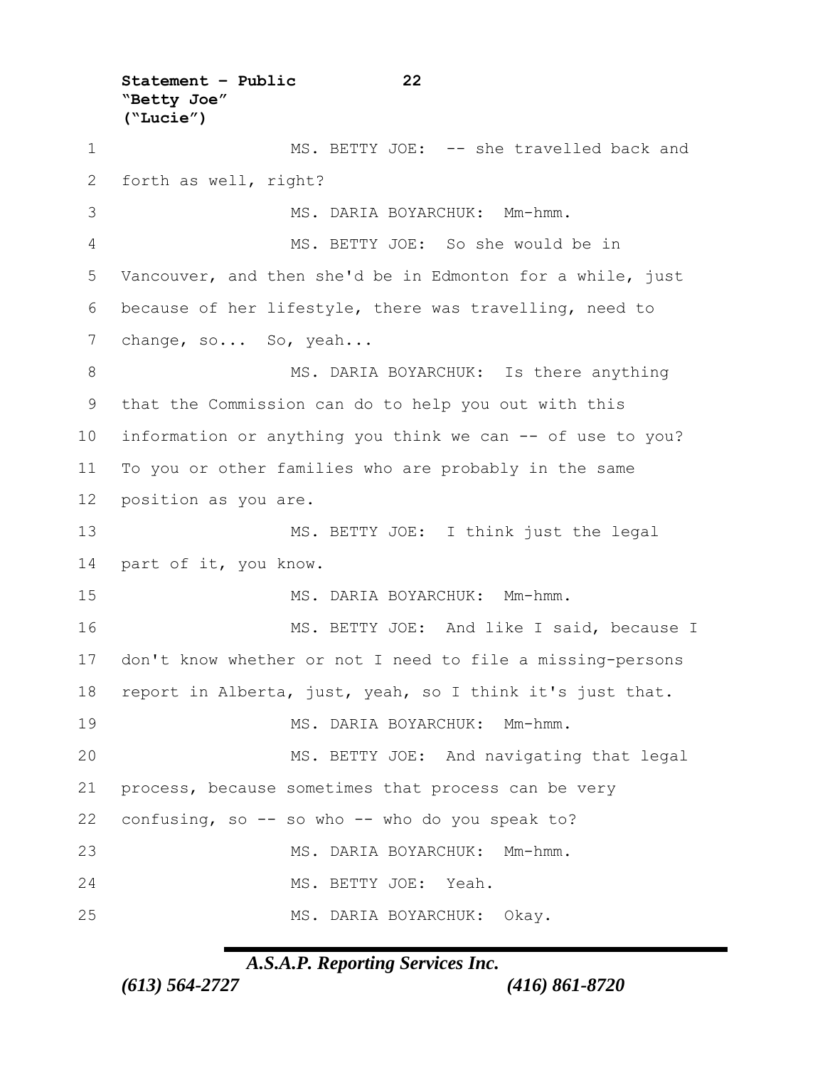MS. BETTY JOE: -- she travelled back and forth as well, right?

MS. DARIA BOYARCHUK: Mm-hmm.

MS. BETTY JOE: So she would be in Vancouver, and then she'd be in Edmonton for a while, just because of her lifestyle, there was travelling, need to change, so... So, yeah...

MS. DARIA BOYARCHUK: Is there anything that the Commission can do to help you out with this information or anything you think we can -- of use to you? To you or other families who are probably in the same position as you are.

MS. BETTY JOE: I think just the legal part of it, you know.

MS. DARIA BOYARCHUK: Mm-hmm.

MS. BETTY JOE: And like I said, because I don't know whether or not I need to file a missing-persons report in Alberta, just, yeah, so I think it's just that.

MS. DARIA BOYARCHUK: Mm-hmm.

MS. BETTY JOE: And navigating that legal process, because sometimes that process can be very confusing, so -- so who -- who do you speak to?

MS. DARIA BOYARCHUK: Mm-hmm.

MS. BETTY JOE: Yeah.

MS. DARIA BOYARCHUK: Okay.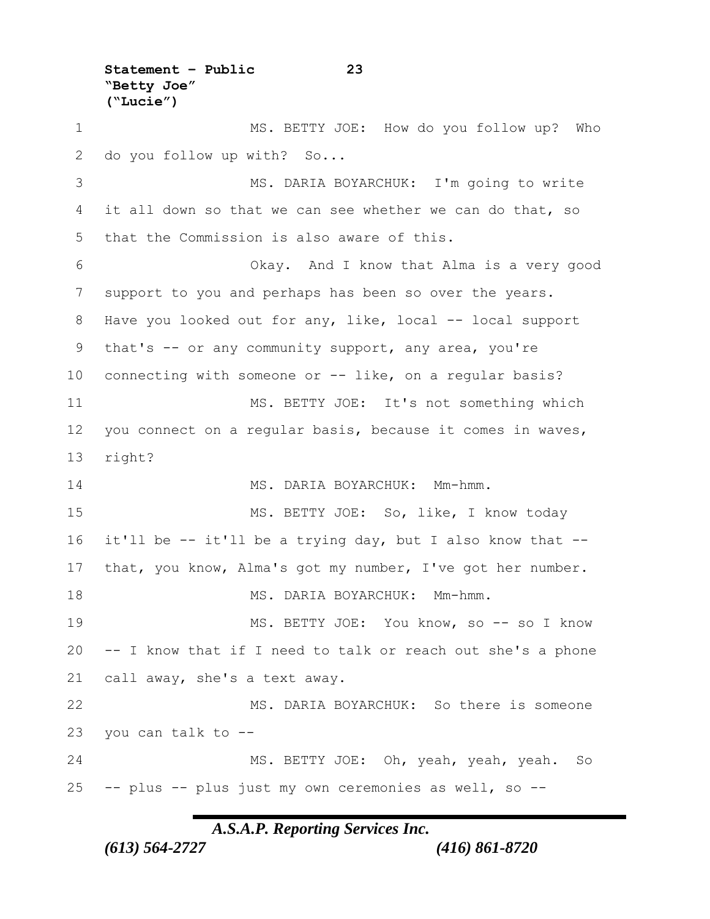MS. BETTY JOE: How do you follow up? Who do you follow up with? So...

MS. DARIA BOYARCHUK: I'm going to write it all down so that we can see whether we can do that, so that the Commission is also aware of this.

Okay. And I know that Alma is a very good support to you and perhaps has been so over the years. Have you looked out for any, like, local -- local support that's -- or any community support, any area, you're connecting with someone or -- like, on a regular basis?

MS. BETTY JOE: It's not something which you connect on a regular basis, because it comes in waves, right?

MS. DARIA BOYARCHUK: Mm-hmm.

MS. BETTY JOE: So, like, I know today it'll be -- it'll be a trying day, but I also know that -- that, you know, Alma's got my number, I've got her number.

MS. DARIA BOYARCHUK: Mm-hmm.

MS. BETTY JOE: You know, so -- so I know -- I know that if I need to talk or reach out she's a phone call away, she's a text away.

MS. DARIA BOYARCHUK: So there is someone you can talk to --

MS. BETTY JOE: Oh, yeah, yeah, yeah. So -- plus -- plus just my own ceremonies as well, so --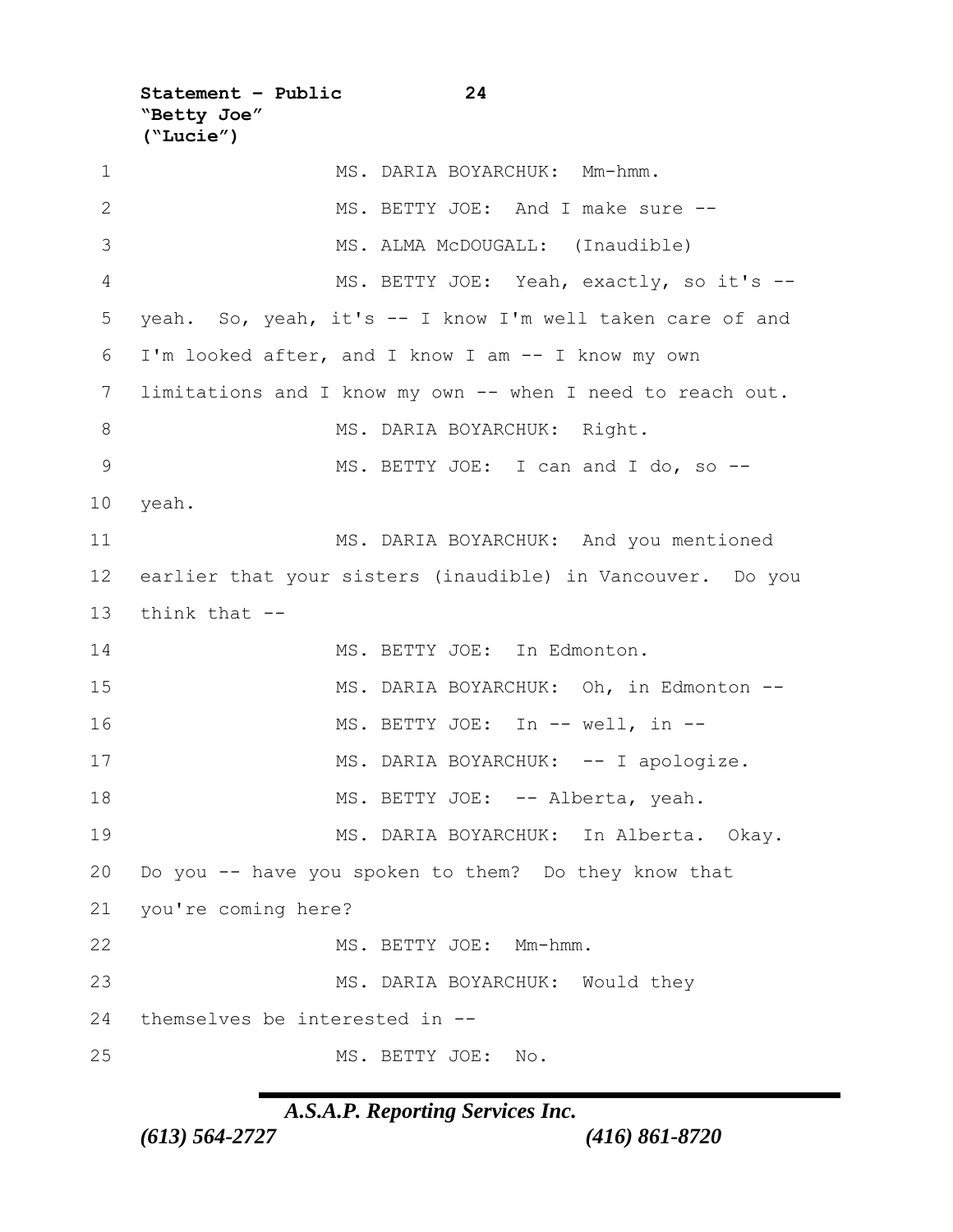MS. DARIA BOYARCHUK: Mm-hmm.

MS. BETTY JOE: And I make sure --

MS. ALMA McDOUGALL: (Inaudible)

MS. BETTY JOE: Yeah, exactly, so it's -- yeah. So, yeah, it's -- I know I'm well taken care of and I'm looked after, and I know I am -- I know my own limitations and I know my own -- when I need to reach out.

MS. DARIA BOYARCHUK: Right.

MS. BETTY JOE: I can and I do, so -- yeah.

MS. DARIA BOYARCHUK: And you mentioned earlier that your sisters (inaudible) in Vancouver. Do you think that --

MS. BETTY JOE: In Edmonton.

MS. DARIA BOYARCHUK: Oh, in Edmonton --

MS. BETTY JOE: In -- well, in --

MS. DARIA BOYARCHUK: -- I apologize.

MS. BETTY JOE: -- Alberta, yeah.

MS. DARIA BOYARCHUK: In Alberta. Okay. Do you -- have you spoken to them? Do they know that you're coming here?

MS. BETTY JOE: Mm-hmm.

MS. DARIA BOYARCHUK: Would they themselves be interested in --

MS. BETTY JOE: No.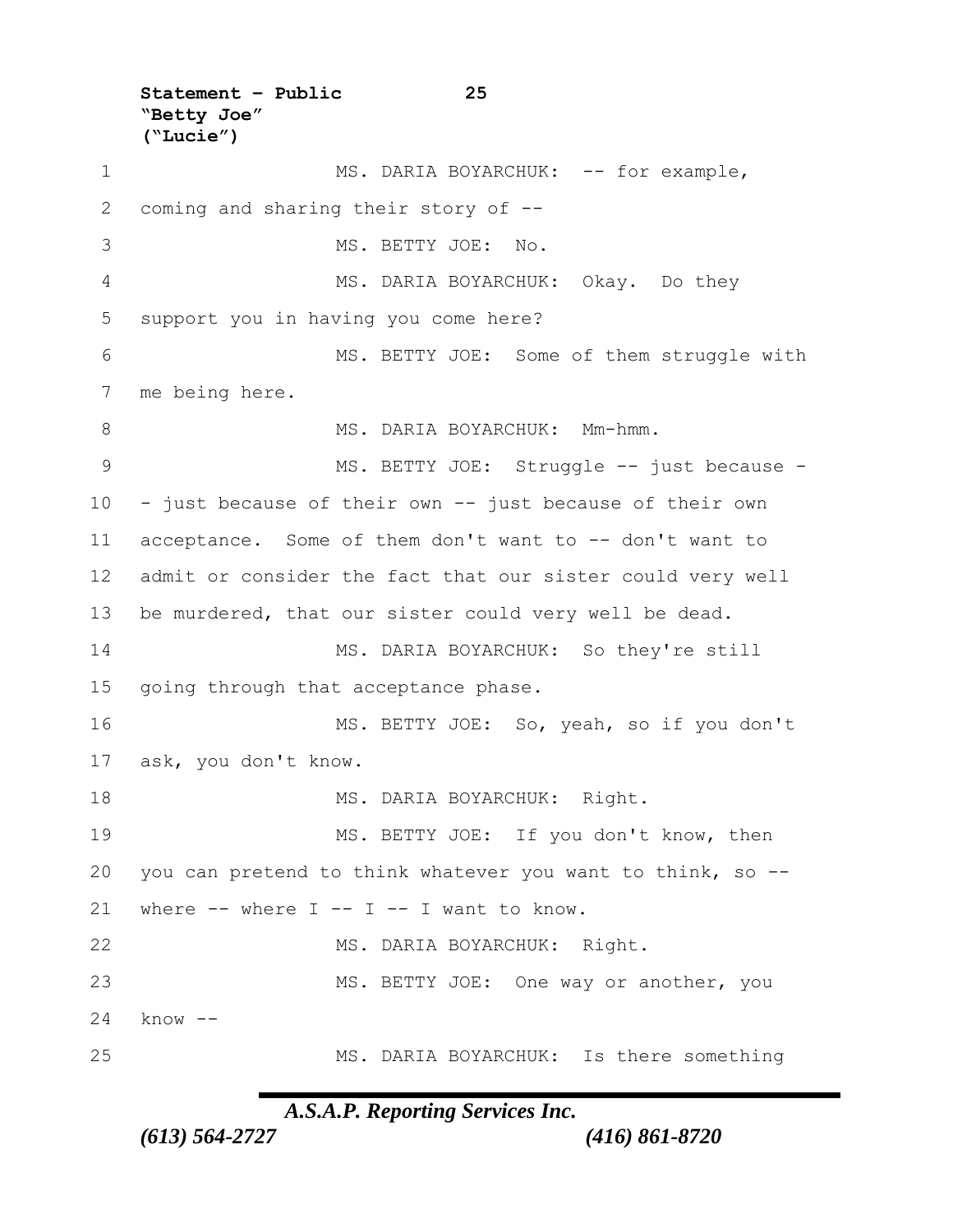MS. DARIA BOYARCHUK: -- for example, coming and sharing their story of --

MS. BETTY JOE: No.

MS. DARIA BOYARCHUK: Okay. Do they support you in having you come here?

MS. BETTY JOE: Some of them struggle with me being here.

MS. DARIA BOYARCHUK: Mm-hmm.

MS. BETTY JOE: Struggle -- just because -- just because of their own -- just because of their own acceptance. Some of them don't want to -- don't want to admit or consider the fact that our sister could very well be murdered, that our sister could very well be dead.

MS. DARIA BOYARCHUK: So they're still going through that acceptance phase.

MS. BETTY JOE: So, yeah, so if you don't ask, you don't know.

MS. DARIA BOYARCHUK: Right.

MS. BETTY JOE: If you don't know, then you can pretend to think whatever you want to think, so -- where -- where I -- I -- I want to know.

MS. DARIA BOYARCHUK: Right.

MS. BETTY JOE: One way or another, you know --

MS. DARIA BOYARCHUK: Is there something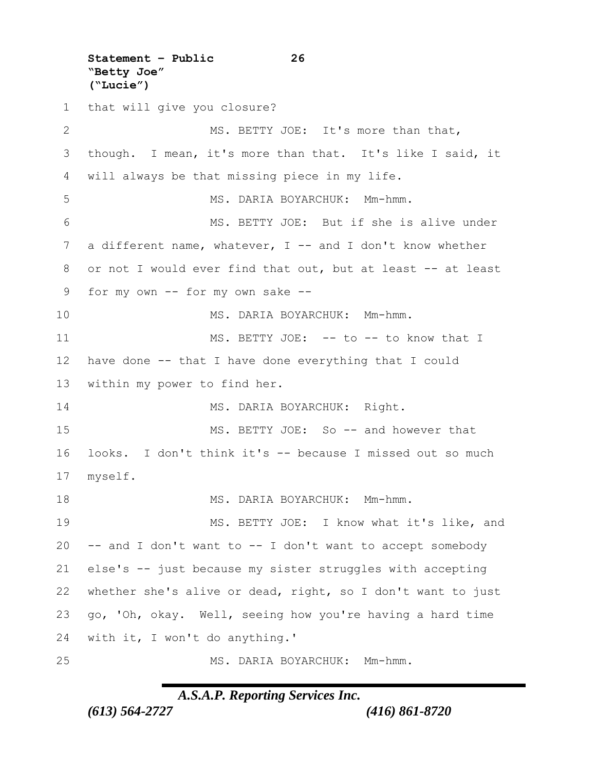that will give you closure?

MS. BETTY JOE: It's more than that, though. I mean, it's more than that. It's like I said, it will always be that missing piece in my life.

MS. DARIA BOYARCHUK: Mm-hmm.

MS. BETTY JOE: But if she is alive under a different name, whatever, I -- and I don't know whether or not I would ever find that out, but at least -- at least for my own -- for my own sake --

MS. DARIA BOYARCHUK: Mm-hmm.

MS. BETTY JOE: -- to -- to know that I have done -- that I have done everything that I could within my power to find her.

MS. DARIA BOYARCHUK: Right.

MS. BETTY JOE: So -- and however that looks. I don't think it's -- because I missed out so much myself.

MS. DARIA BOYARCHUK: Mm-hmm.

MS. BETTY JOE: I know what it's like, and -- and I don't want to -- I don't want to accept somebody else's -- just because my sister struggles with accepting whether she's alive or dead, right, so I don't want to just go, 'Oh, okay. Well, seeing how you're having a hard time with it, I won't do anything.'

MS. DARIA BOYARCHUK: Mm-hmm.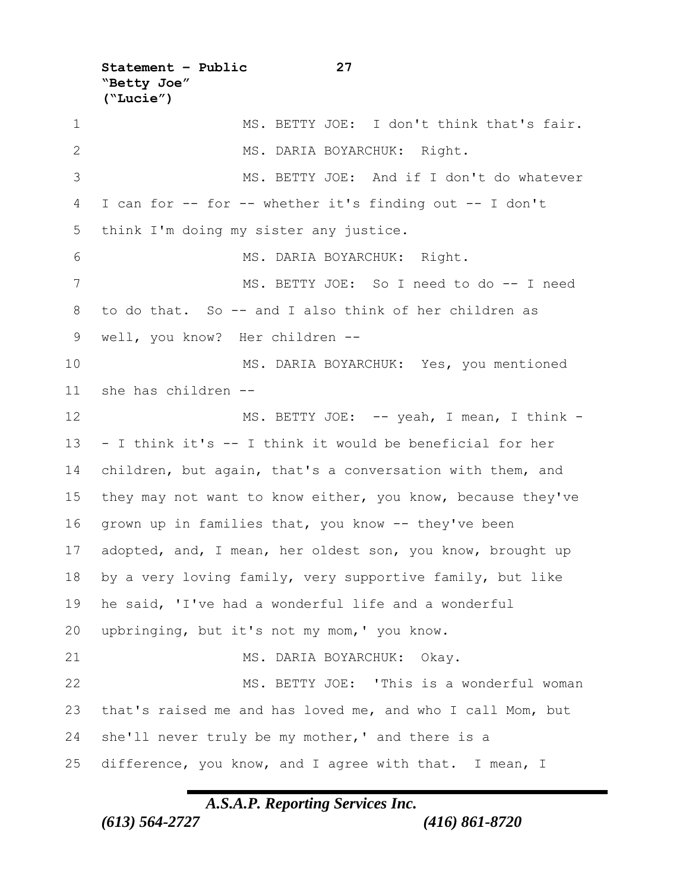MS. BETTY JOE: I don't think that's fair.

MS. DARIA BOYARCHUK: Right.

MS. BETTY JOE: And if I don't do whatever I can for -- for -- whether it's finding out -- I don't think I'm doing my sister any justice.

MS. DARIA BOYARCHUK: Right.

MS. BETTY JOE: So I need to do -- I need to do that. So -- and I also think of her children as well, you know? Her children --

MS. DARIA BOYARCHUK: Yes, you mentioned she has children --

MS. BETTY JOE: -- yeah, I mean, I think -- I think it's -- I think it would be beneficial for her children, but again, that's a conversation with them, and they may not want to know either, you know, because they've grown up in families that, you know -- they've been adopted, and, I mean, her oldest son, you know, brought up by a very loving family, very supportive family, but like he said, 'I've had a wonderful life and a wonderful upbringing, but it's not my mom,' you know.

MS. DARIA BOYARCHUK: Okay.

MS. BETTY JOE: 'This is a wonderful woman that's raised me and has loved me, and who I call Mom, but she'll never truly be my mother,' and there is a difference, you know, and I agree with that. I mean, I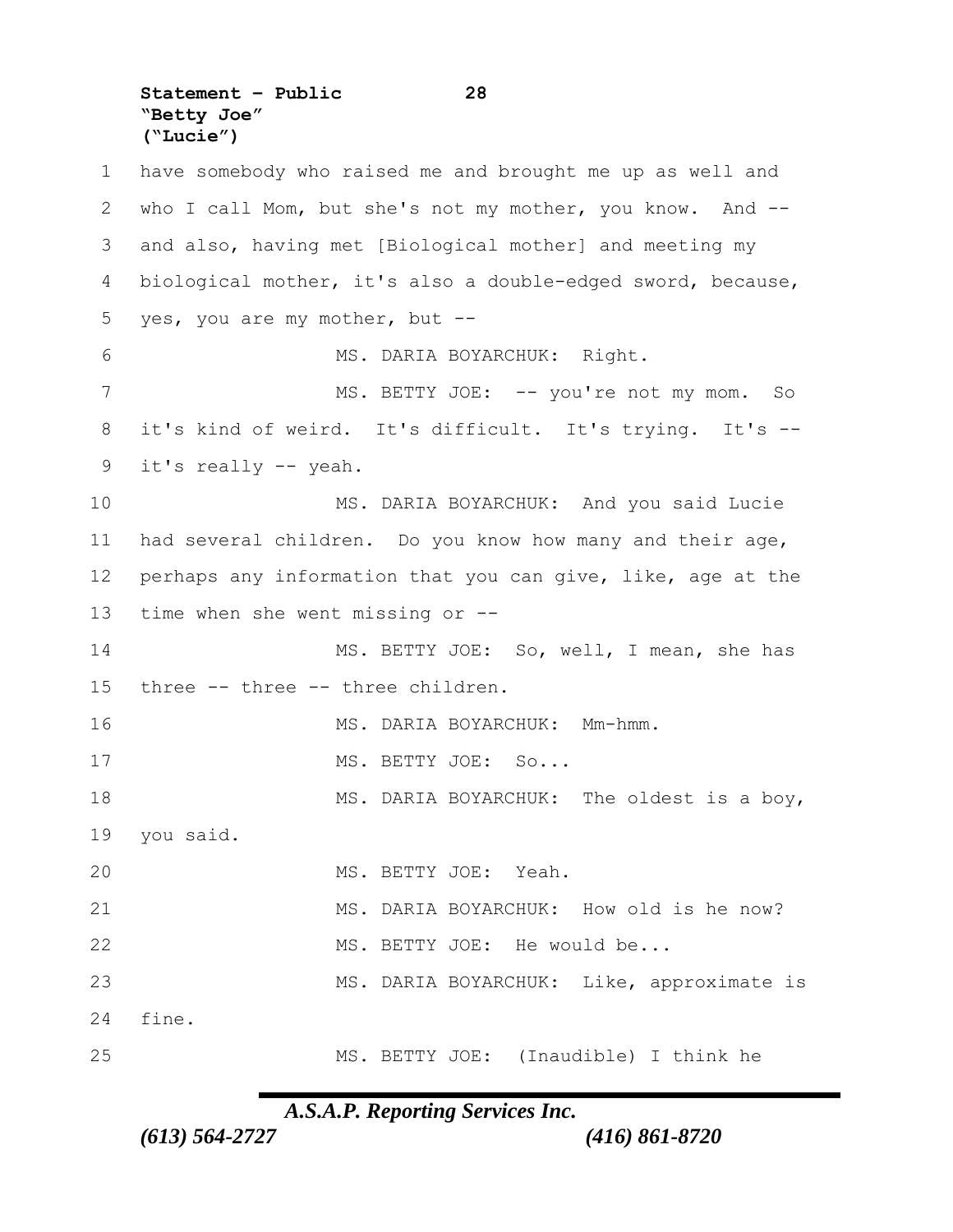have somebody who raised me and brought me up as well and who I call Mom, but she's not my mother, you know. And -- and also, having met [Biological mother] and meeting my biological mother, it's also a double-edged sword, because, yes, you are my mother, but --

MS. DARIA BOYARCHUK: Right.

MS. BETTY JOE: -- you're not my mom. So it's kind of weird. It's difficult. It's trying. It's -- it's really -- yeah.

MS. DARIA BOYARCHUK: And you said Lucie had several children. Do you know how many and their age, perhaps any information that you can give, like, age at the time when she went missing or --

MS. BETTY JOE: So, well, I mean, she has three -- three -- three children.

MS. DARIA BOYARCHUK: Mm-hmm.

MS. BETTY JOE: So...

MS. DARIA BOYARCHUK: The oldest is a boy, you said.

MS. BETTY JOE: Yeah.

MS. DARIA BOYARCHUK: How old is he now?

MS. BETTY JOE: He would be...

MS. DARIA BOYARCHUK: Like, approximate is fine.

MS. BETTY JOE: (Inaudible) I think he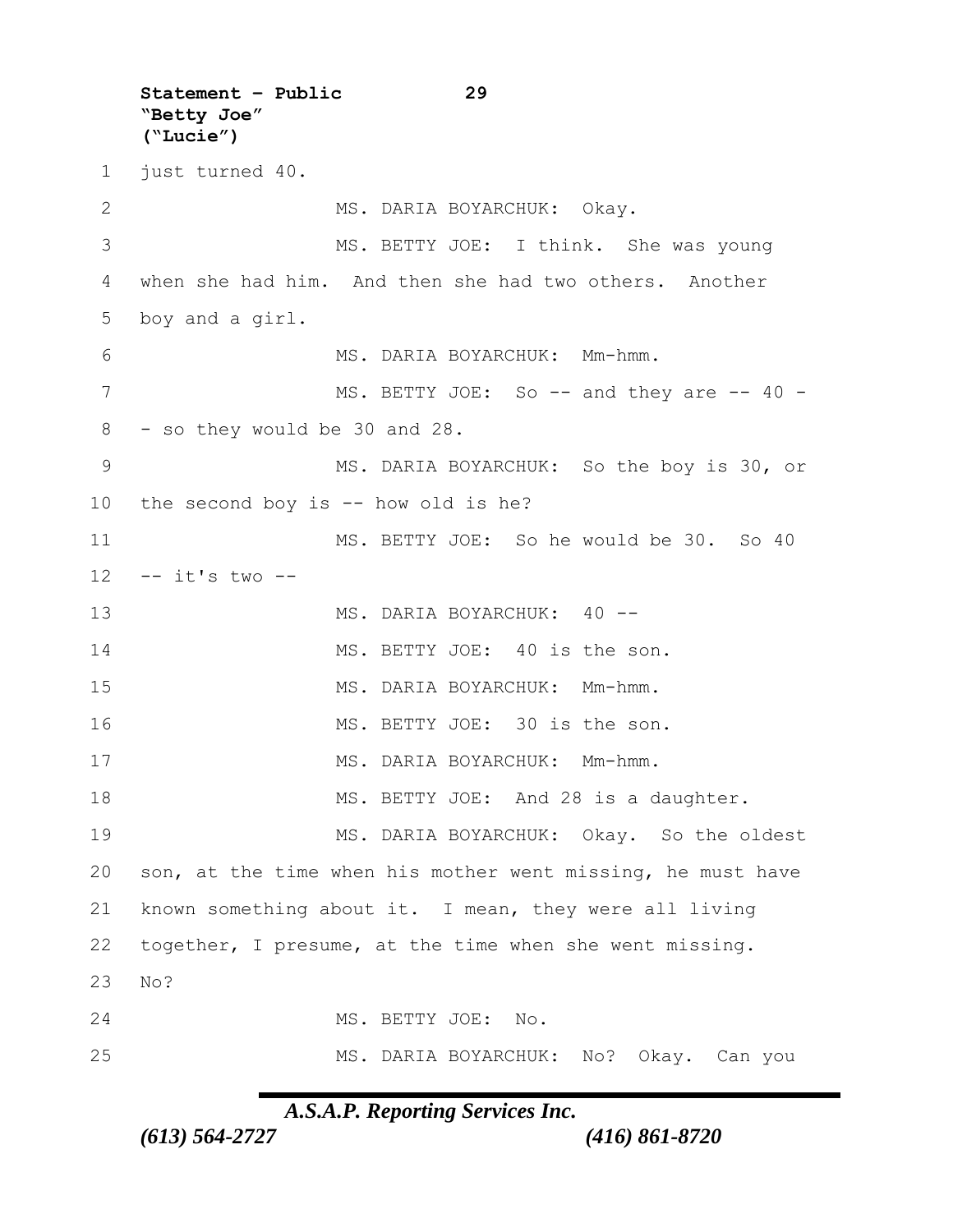just turned 40.

MS. DARIA BOYARCHUK: Okay.

MS. BETTY JOE: I think. She was young when she had him. And then she had two others. Another boy and a girl.

MS. DARIA BOYARCHUK: Mm-hmm.

MS. BETTY JOE: So -- and they are -- 40 -- so they would be 30 and 28.

MS. DARIA BOYARCHUK: So the boy is 30, or the second boy is -- how old is he?

MS. BETTY JOE: So he would be 30. So 40 -- it's two --

MS. DARIA BOYARCHUK: 40 --

MS. BETTY JOE: 40 is the son.

MS. DARIA BOYARCHUK: Mm-hmm.

MS. BETTY JOE: 30 is the son.

MS. DARIA BOYARCHUK: Mm-hmm.

MS. BETTY JOE: And 28 is a daughter.

MS. DARIA BOYARCHUK: Okay. So the oldest son, at the time when his mother went missing, he must have known something about it. I mean, they were all living together, I presume, at the time when she went missing. No?

MS. BETTY JOE: No.

MS. DARIA BOYARCHUK: No? Okay. Can you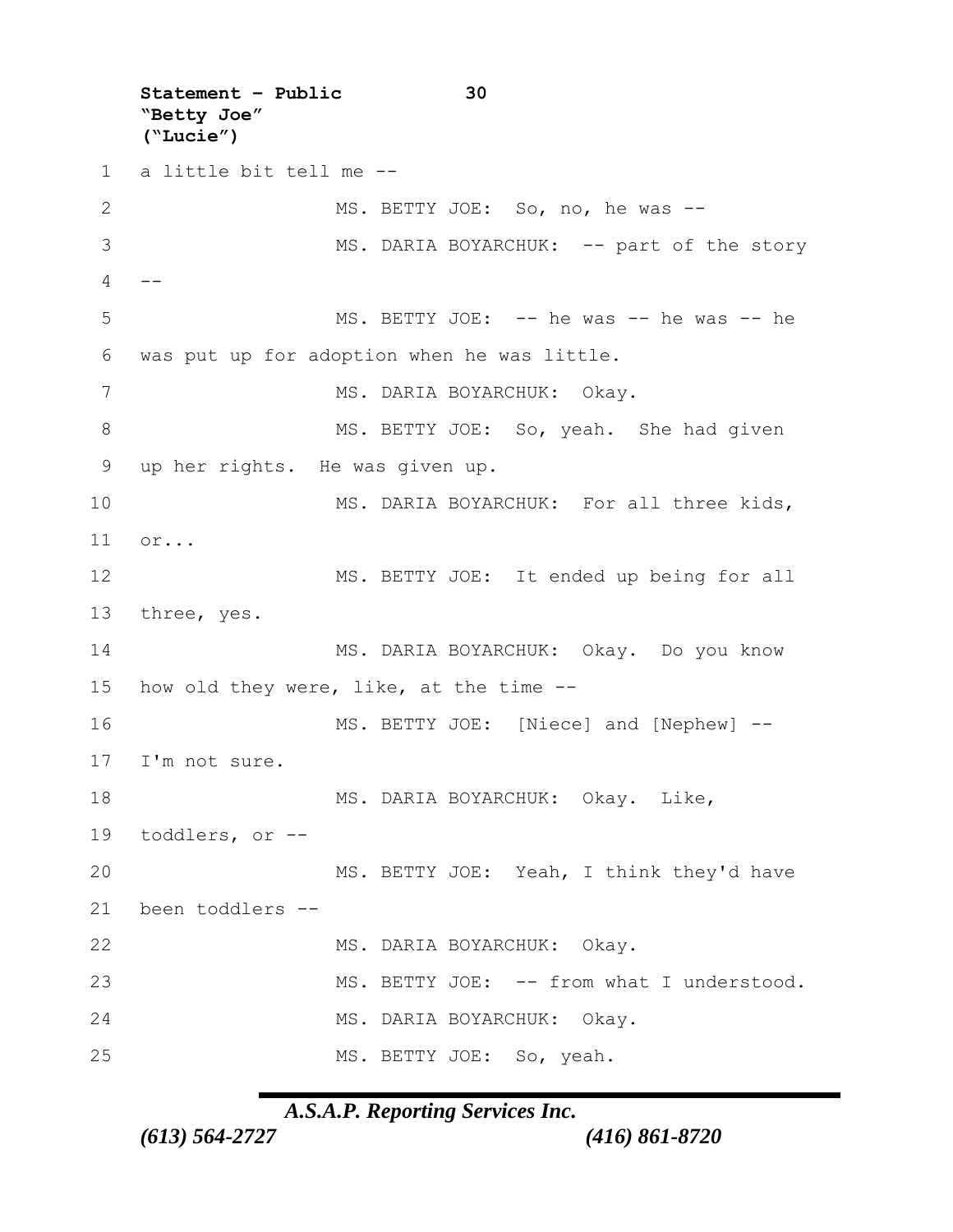a little bit tell me --

MS. BETTY JOE: So, no, he was --

MS. DARIA BOYARCHUK: -- part of the story --

MS. BETTY JOE: -- he was -- he was -- he was put up for adoption when he was little.

MS. DARIA BOYARCHUK: Okay.

MS. BETTY JOE: So, yeah. She had given up her rights. He was given up.

MS. DARIA BOYARCHUK: For all three kids, or...

MS. BETTY JOE: It ended up being for all three, yes.

MS. DARIA BOYARCHUK: Okay. Do you know how old they were, like, at the time --

MS. BETTY JOE: [Niece] and [Nephew] -- I'm not sure.

MS. DARIA BOYARCHUK: Okay. Like, toddlers, or --

MS. BETTY JOE: Yeah, I think they'd have been toddlers --

MS. DARIA BOYARCHUK: Okay.

MS. BETTY JOE: -- from what I understood.

MS. DARIA BOYARCHUK: Okay.

MS. BETTY JOE: So, yeah.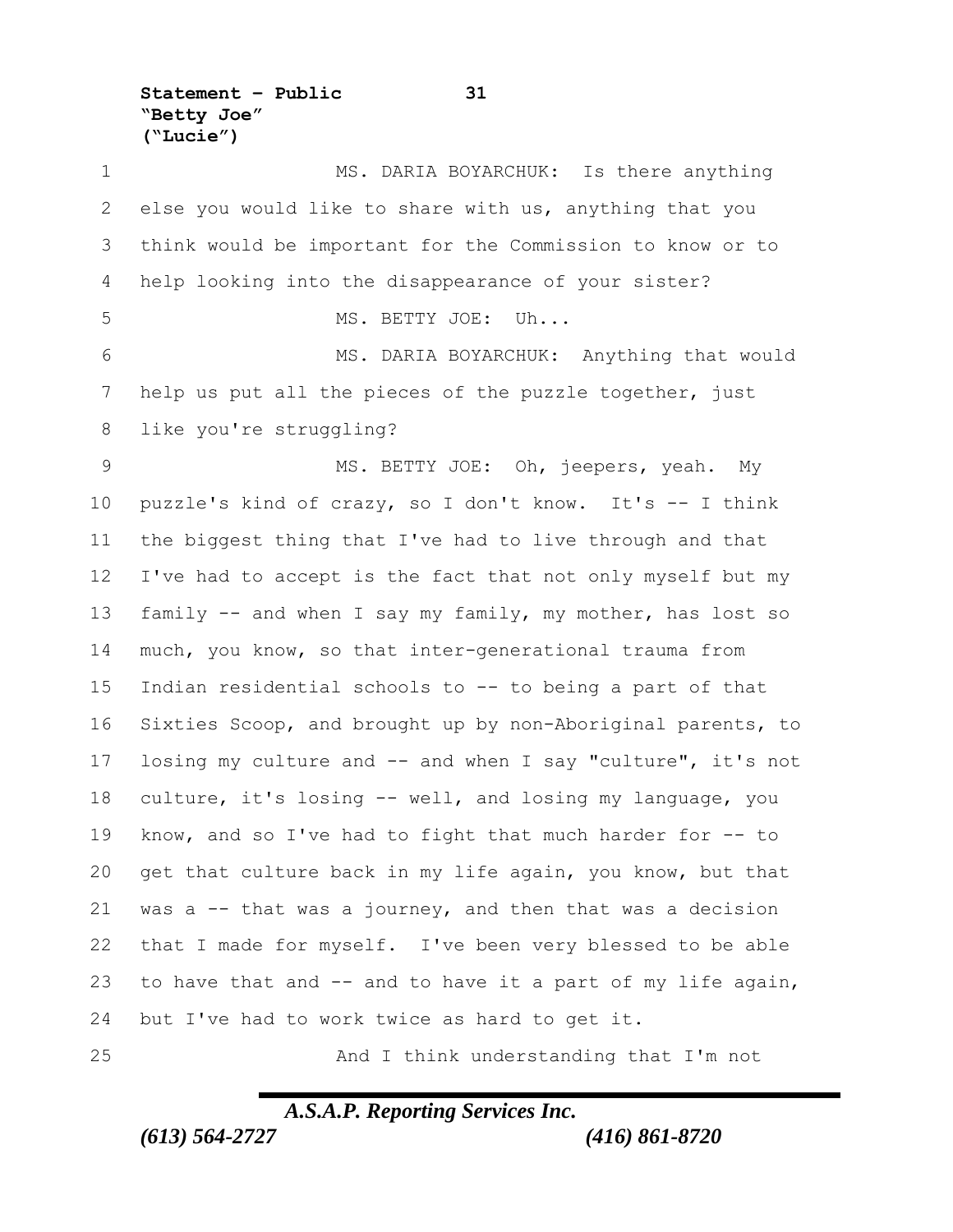MS. DARIA BOYARCHUK: Is there anything else you would like to share with us, anything that you think would be important for the Commission to know or to help looking into the disappearance of your sister?

MS. BETTY JOE: Uh...

MS. DARIA BOYARCHUK: Anything that would help us put all the pieces of the puzzle together, just like you're struggling?

MS. BETTY JOE: Oh, jeepers, yeah. My puzzle's kind of crazy, so I don't know. It's -- I think the biggest thing that I've had to live through and that I've had to accept is the fact that not only myself but my family -- and when I say my family, my mother, has lost so much, you know, so that inter-generational trauma from Indian residential schools to -- to being a part of that Sixties Scoop, and brought up by non-Aboriginal parents, to losing my culture and -- and when I say "culture", it's not culture, it's losing -- well, and losing my language, you know, and so I've had to fight that much harder for -- to get that culture back in my life again, you know, but that was a -- that was a journey, and then that was a decision that I made for myself. I've been very blessed to be able to have that and -- and to have it a part of my life again, but I've had to work twice as hard to get it.

And I think understanding that I'm not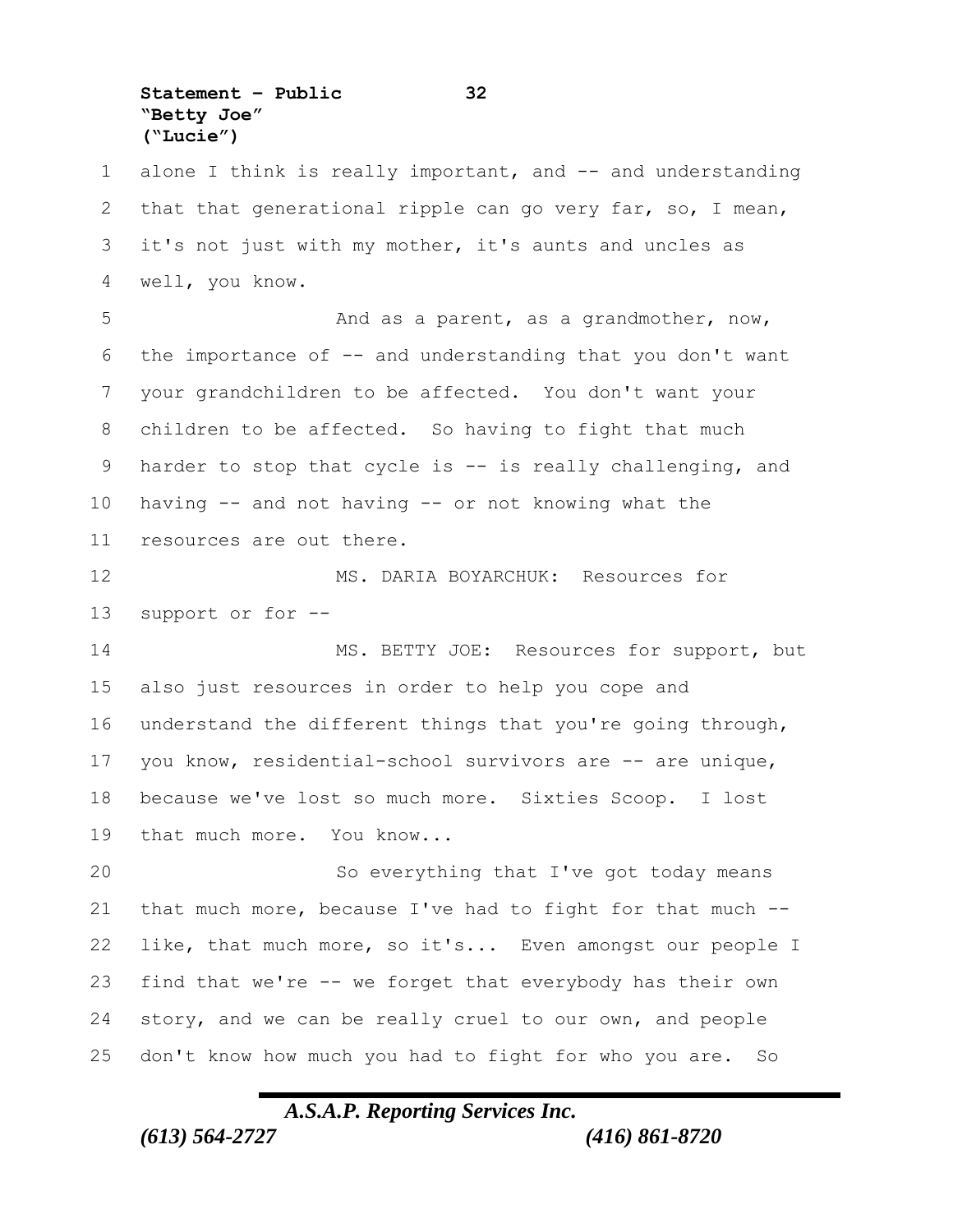alone I think is really important, and -- and understanding that that generational ripple can go very far, so, I mean, it's not just with my mother, it's aunts and uncles as well, you know.

And as a parent, as a grandmother, now, the importance of -- and understanding that you don't want your grandchildren to be affected. You don't want your children to be affected. So having to fight that much harder to stop that cycle is -- is really challenging, and having -- and not having -- or not knowing what the resources are out there.

MS. DARIA BOYARCHUK: Resources for support or for --

MS. BETTY JOE: Resources for support, but also just resources in order to help you cope and understand the different things that you're going through, you know, residential-school survivors are -- are unique, because we've lost so much more. Sixties Scoop. I lost that much more. You know...

So everything that I've got today means that much more, because I've had to fight for that much -- like, that much more, so it's... Even amongst our people I find that we're -- we forget that everybody has their own story, and we can be really cruel to our own, and people don't know how much you had to fight for who you are. So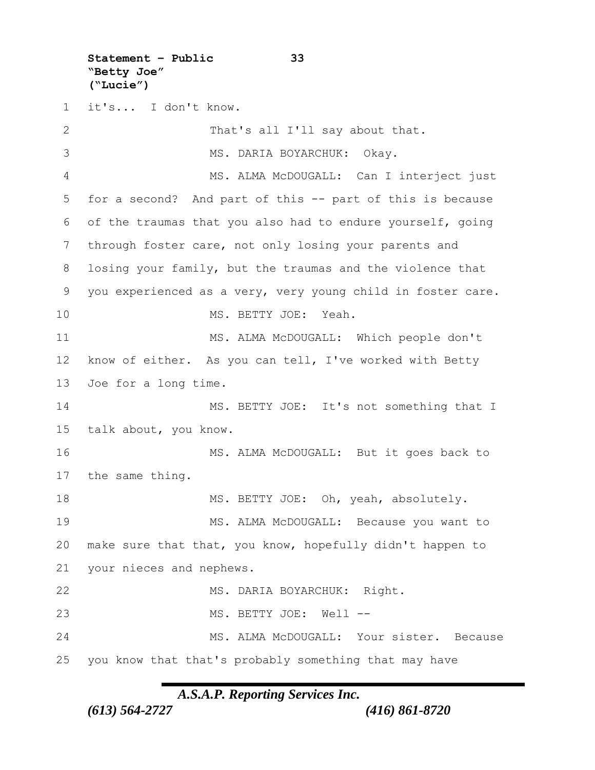it's... I don't know.

That's all I'll say about that.

MS. DARIA BOYARCHUK: Okay.

MS. ALMA McDOUGALL: Can I interject just for a second? And part of this -- part of this is because of the traumas that you also had to endure yourself, going through foster care, not only losing your parents and losing your family, but the traumas and the violence that you experienced as a very, very young child in foster care.

MS. BETTY JOE: Yeah.

MS. ALMA McDOUGALL: Which people don't know of either. As you can tell, I've worked with Betty Joe for a long time.

MS. BETTY JOE: It's not something that I talk about, you know.

MS. ALMA McDOUGALL: But it goes back to the same thing.

MS. BETTY JOE: Oh, yeah, absolutely.

MS. ALMA McDOUGALL: Because you want to make sure that that, you know, hopefully didn't happen to your nieces and nephews.

MS. DARIA BOYARCHUK: Right.

MS. BETTY JOE: Well --

MS. ALMA McDOUGALL: Your sister. Because you know that that's probably something that may have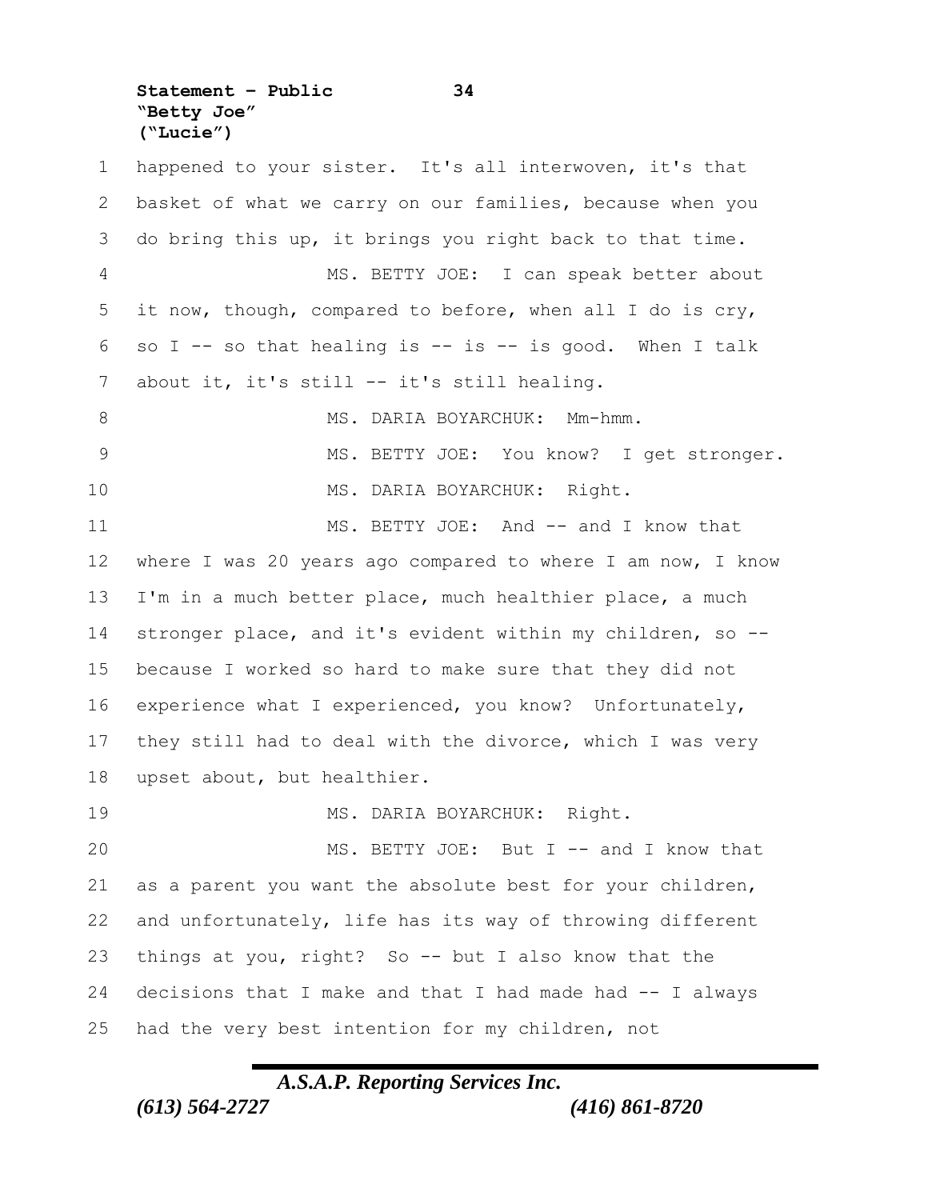happened to your sister. It's all interwoven, it's that basket of what we carry on our families, because when you do bring this up, it brings you right back to that time.

MS. BETTY JOE: I can speak better about it now, though, compared to before, when all I do is cry, so I -- so that healing is -- is -- is good. When I talk about it, it's still -- it's still healing.

MS. DARIA BOYARCHUK: Mm-hmm.

MS. BETTY JOE: You know? I get stronger.

MS. DARIA BOYARCHUK: Right.

MS. BETTY JOE: And -- and I know that where I was 20 years ago compared to where I am now, I know I'm in a much better place, much healthier place, a much stronger place, and it's evident within my children, so -- because I worked so hard to make sure that they did not experience what I experienced, you know? Unfortunately, they still had to deal with the divorce, which I was very upset about, but healthier.

MS. DARIA BOYARCHUK: Right.

MS. BETTY JOE: But I -- and I know that as a parent you want the absolute best for your children, and unfortunately, life has its way of throwing different things at you, right? So -- but I also know that the decisions that I make and that I had made had -- I always had the very best intention for my children, not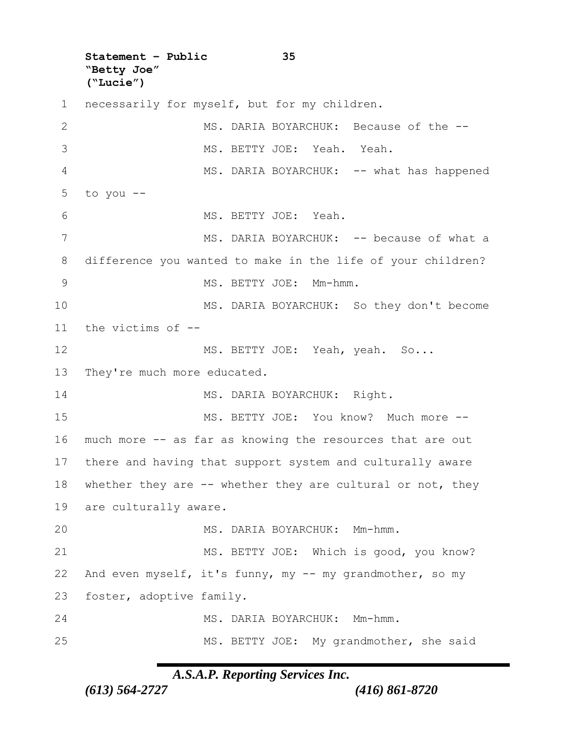necessarily for myself, but for my children.

MS. DARIA BOYARCHUK: Because of the --

MS. BETTY JOE: Yeah. Yeah.

MS. DARIA BOYARCHUK: -- what has happened to you --

MS. BETTY JOE: Yeah.

MS. DARIA BOYARCHUK: -- because of what a difference you wanted to make in the life of your children?

MS. BETTY JOE: Mm-hmm.

MS. DARIA BOYARCHUK: So they don't become the victims of --

MS. BETTY JOE: Yeah, yeah. So... They're much more educated.

MS. DARIA BOYARCHUK: Right.

MS. BETTY JOE: You know? Much more -- much more -- as far as knowing the resources that are out there and having that support system and culturally aware whether they are -- whether they are cultural or not, they are culturally aware.

MS. DARIA BOYARCHUK: Mm-hmm.

MS. BETTY JOE: Which is good, you know? And even myself, it's funny, my -- my grandmother, so my foster, adoptive family.

MS. DARIA BOYARCHUK: Mm-hmm.

MS. BETTY JOE: My grandmother, she said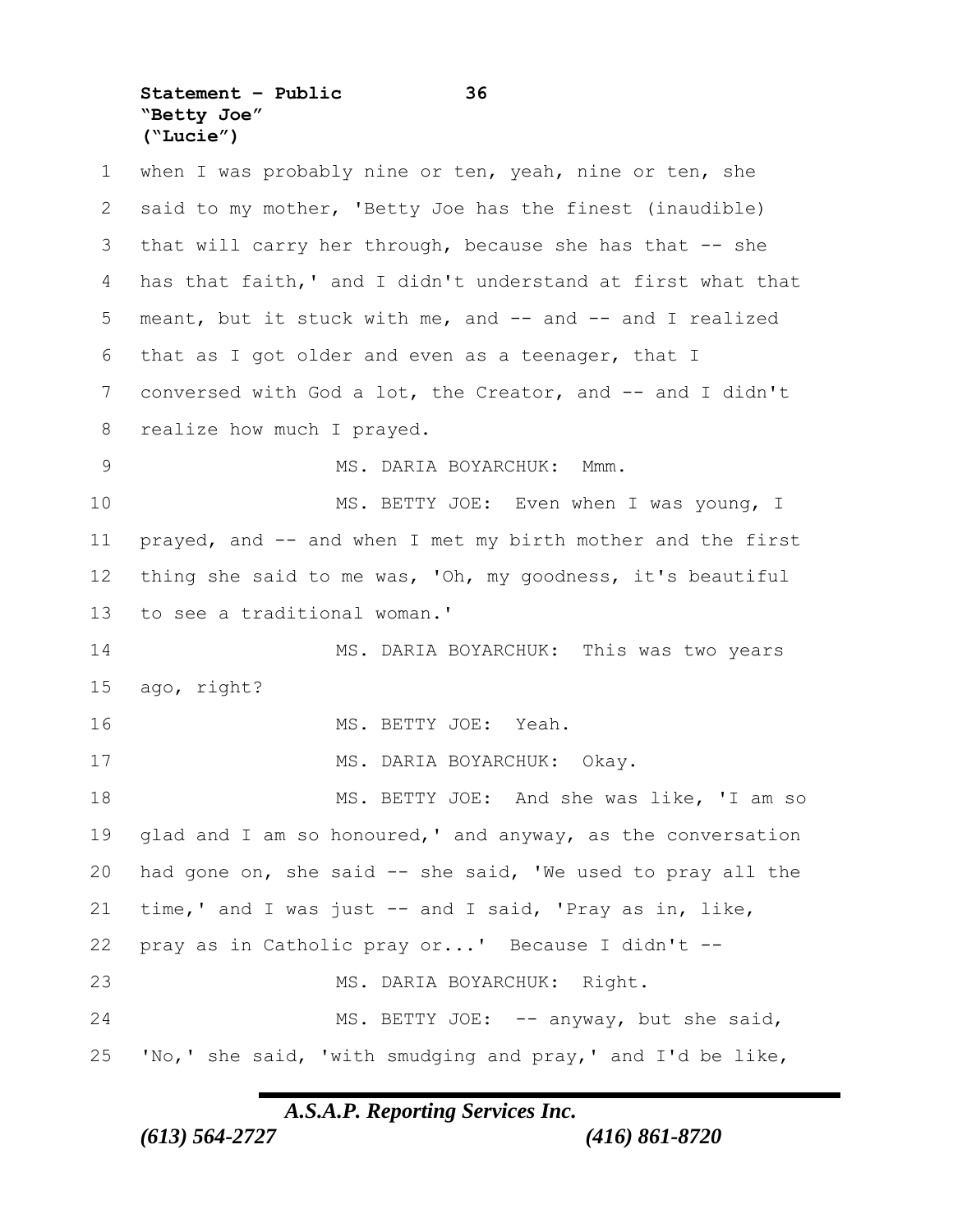when I was probably nine or ten, yeah, nine or ten, she said to my mother, 'Betty Joe has the finest (inaudible) that will carry her through, because she has that -- she has that faith,' and I didn't understand at first what that meant, but it stuck with me, and -- and -- and I realized that as I got older and even as a teenager, that I conversed with God a lot, the Creator, and -- and I didn't realize how much I prayed.

MS. DARIA BOYARCHUK: Mmm.

MS. BETTY JOE: Even when I was young, I prayed, and -- and when I met my birth mother and the first thing she said to me was, 'Oh, my goodness, it's beautiful to see a traditional woman.'

MS. DARIA BOYARCHUK: This was two years ago, right?

MS. BETTY JOE: Yeah.

MS. DARIA BOYARCHUK: Okay.

MS. BETTY JOE: And she was like, 'I am so glad and I am so honoured,' and anyway, as the conversation had gone on, she said -- she said, 'We used to pray all the time,' and I was just -- and I said, 'Pray as in, like, pray as in Catholic pray or...' Because I didn't --

MS. DARIA BOYARCHUK: Right.

MS. BETTY JOE: -- anyway, but she said, 'No,' she said, 'with smudging and pray,' and I'd be like,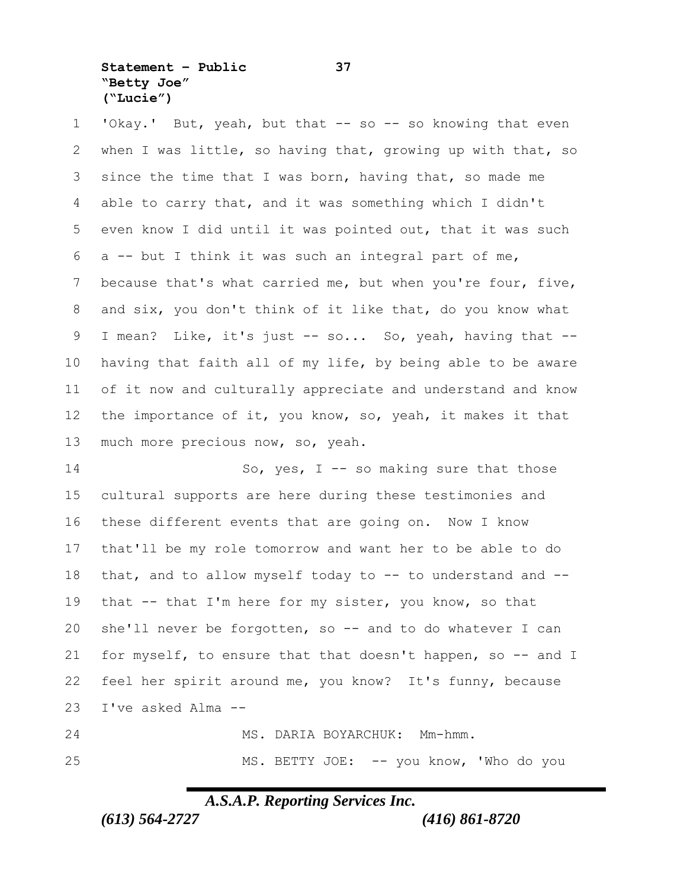'Okay.' But, yeah, but that -- so -- so knowing that even when I was little, so having that, growing up with that, so since the time that I was born, having that, so made me able to carry that, and it was something which I didn't even know I did until it was pointed out, that it was such a -- but I think it was such an integral part of me, because that's what carried me, but when you're four, five, and six, you don't think of it like that, do you know what I mean? Like, it's just -- so... So, yeah, having that -- having that faith all of my life, by being able to be aware of it now and culturally appreciate and understand and know the importance of it, you know, so, yeah, it makes it that much more precious now, so, yeah.

So, yes, I -- so making sure that those cultural supports are here during these testimonies and these different events that are going on. Now I know that'll be my role tomorrow and want her to be able to do that, and to allow myself today to -- to understand and -- that -- that I'm here for my sister, you know, so that she'll never be forgotten, so -- and to do whatever I can for myself, to ensure that that doesn't happen, so -- and I feel her spirit around me, you know? It's funny, because I've asked Alma --

MS. DARIA BOYARCHUK: Mm-hmm.

MS. BETTY JOE: -- you know, 'Who do you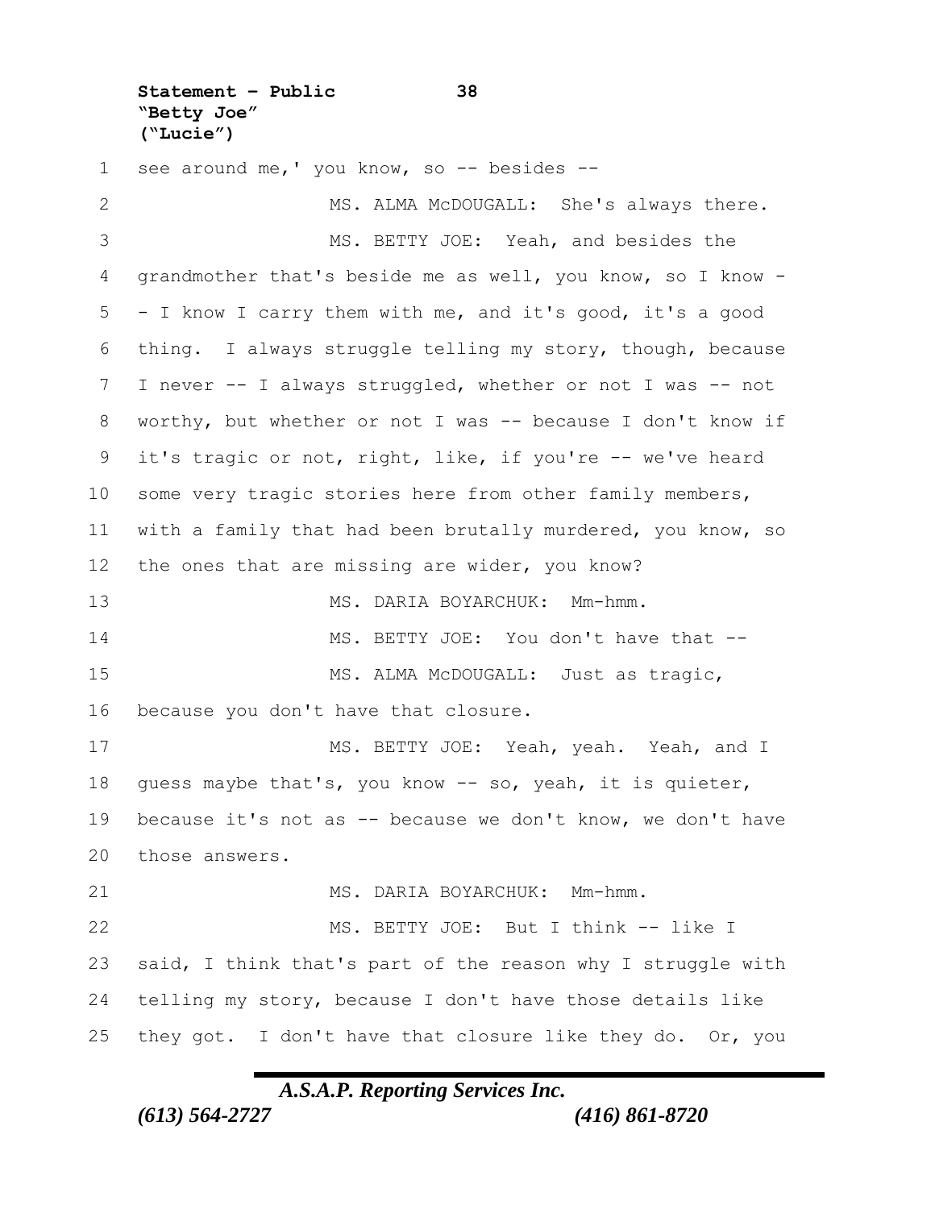see around me,' you know, so -- besides --

MS. ALMA McDOUGALL: She's always there.

MS. BETTY JOE: Yeah, and besides the grandmother that's beside me as well, you know, so I know -- I know I carry them with me, and it's good, it's a good thing. I always struggle telling my story, though, because I never -- I always struggled, whether or not I was -- not worthy, but whether or not I was -- because I don't know if it's tragic or not, right, like, if you're -- we've heard some very tragic stories here from other family members, with a family that had been brutally murdered, you know, so the ones that are missing are wider, you know?

MS. DARIA BOYARCHUK: Mm-hmm.

MS. BETTY JOE: You don't have that --

MS. ALMA McDOUGALL: Just as tragic, because you don't have that closure.

MS. BETTY JOE: Yeah, yeah. Yeah, and I guess maybe that's, you know -- so, yeah, it is quieter, because it's not as -- because we don't know, we don't have those answers.

MS. DARIA BOYARCHUK: Mm-hmm.

MS. BETTY JOE: But I think -- like I said, I think that's part of the reason why I struggle with telling my story, because I don't have those details like they got. I don't have that closure like they do. Or, you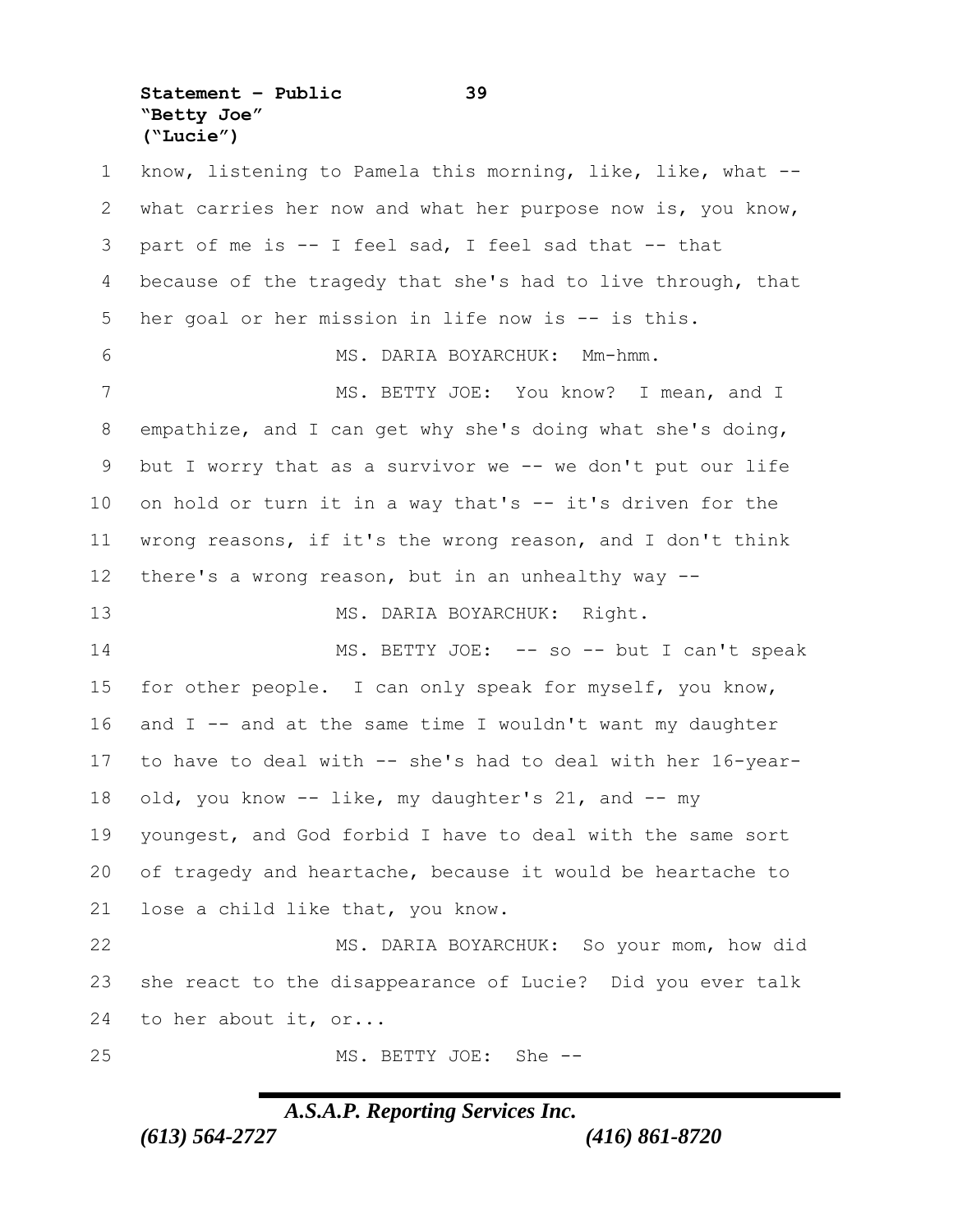know, listening to Pamela this morning, like, like, what -- what carries her now and what her purpose now is, you know, part of me is -- I feel sad, I feel sad that -- that because of the tragedy that she's had to live through, that her goal or her mission in life now is -- is this.

MS. DARIA BOYARCHUK: Mm-hmm.

MS. BETTY JOE: You know? I mean, and I empathize, and I can get why she's doing what she's doing, but I worry that as a survivor we -- we don't put our life on hold or turn it in a way that's -- it's driven for the wrong reasons, if it's the wrong reason, and I don't think there's a wrong reason, but in an unhealthy way --

MS. DARIA BOYARCHUK: Right.

MS. BETTY JOE: -- so -- but I can't speak for other people. I can only speak for myself, you know, and I -- and at the same time I wouldn't want my daughter to have to deal with -- she's had to deal with her 16-year-old, you know -- like, my daughter's 21, and -- my youngest, and God forbid I have to deal with the same sort of tragedy and heartache, because it would be heartache to lose a child like that, you know.

MS. DARIA BOYARCHUK: So your mom, how did she react to the disappearance of Lucie? Did you ever talk to her about it, or...

MS. BETTY JOE: She --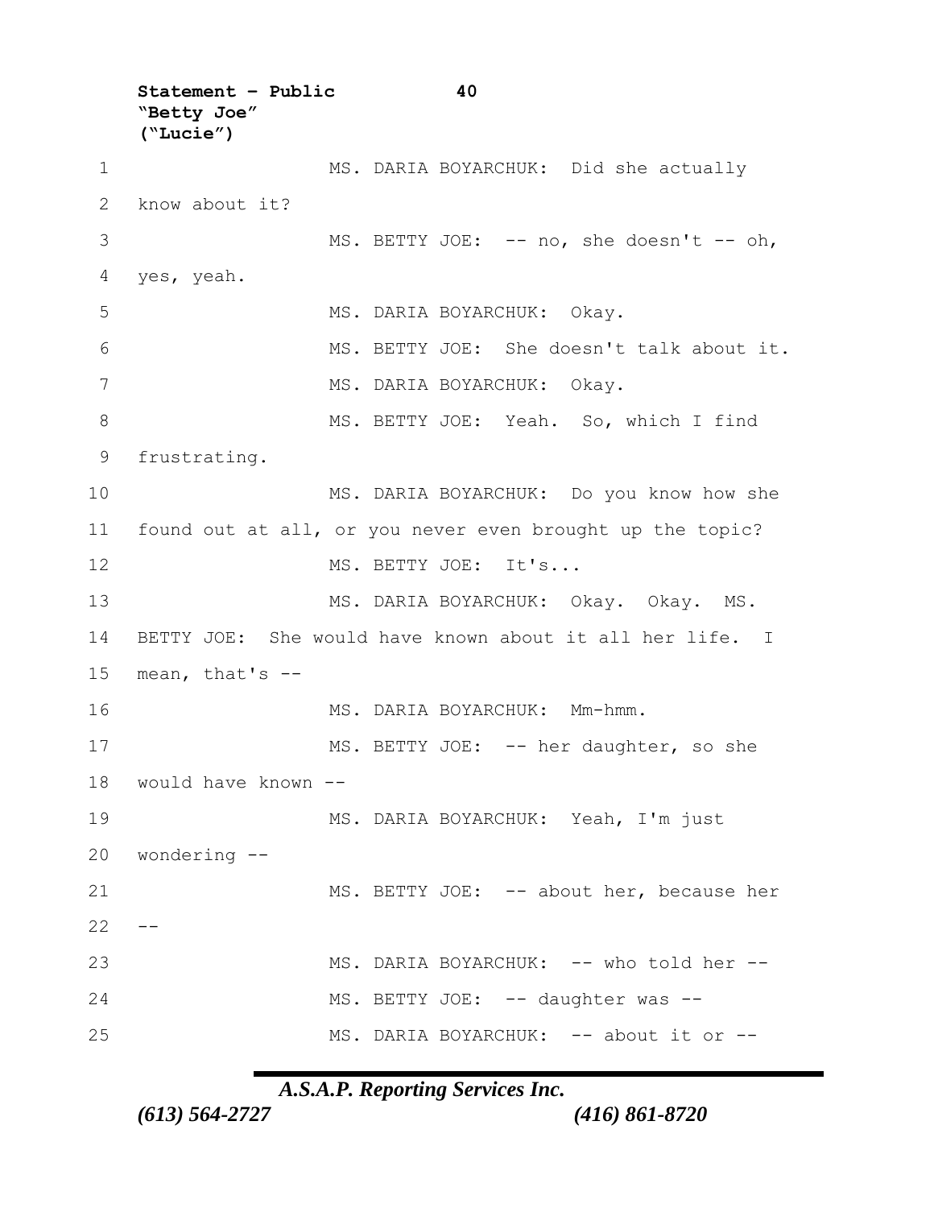1 MS. DARIA BOYARCHUK: Did she actually

2 know about it?

3 MS. BETTY JOE: -- no, she doesn't -- oh,

4 yes, yeah.

5 MS. DARIA BOYARCHUK: Okay.

6 MS. BETTY JOE: She doesn't talk about it.

7 MS. DARIA BOYARCHUK: Okay.

8 MS. BETTY JOE: Yeah. So, which I find

9 frustrating.

10 MS. DARIA BOYARCHUK: Do you know how she

11 found out at all, or you never even brought up the topic?

12 MS. BETTY JOE: It's...

13 MS. DARIA BOYARCHUK: Okay. Okay. MS.

14 BETTY JOE: She would have known about it all her life. I

15 mean, that's --

16 MS. DARIA BOYARCHUK: Mm-hmm.

17 MS. BETTY JOE: -- her daughter, so she

18 would have known --

19 MS. DARIA BOYARCHUK: Yeah, I'm just

20 wondering --

21 MS. BETTY JOE: -- about her, because her

22 --

23 MS. DARIA BOYARCHUK: -- who told her --

24 MS. BETTY JOE: -- daughter was --

25 MS. DARIA BOYARCHUK: -- about it or --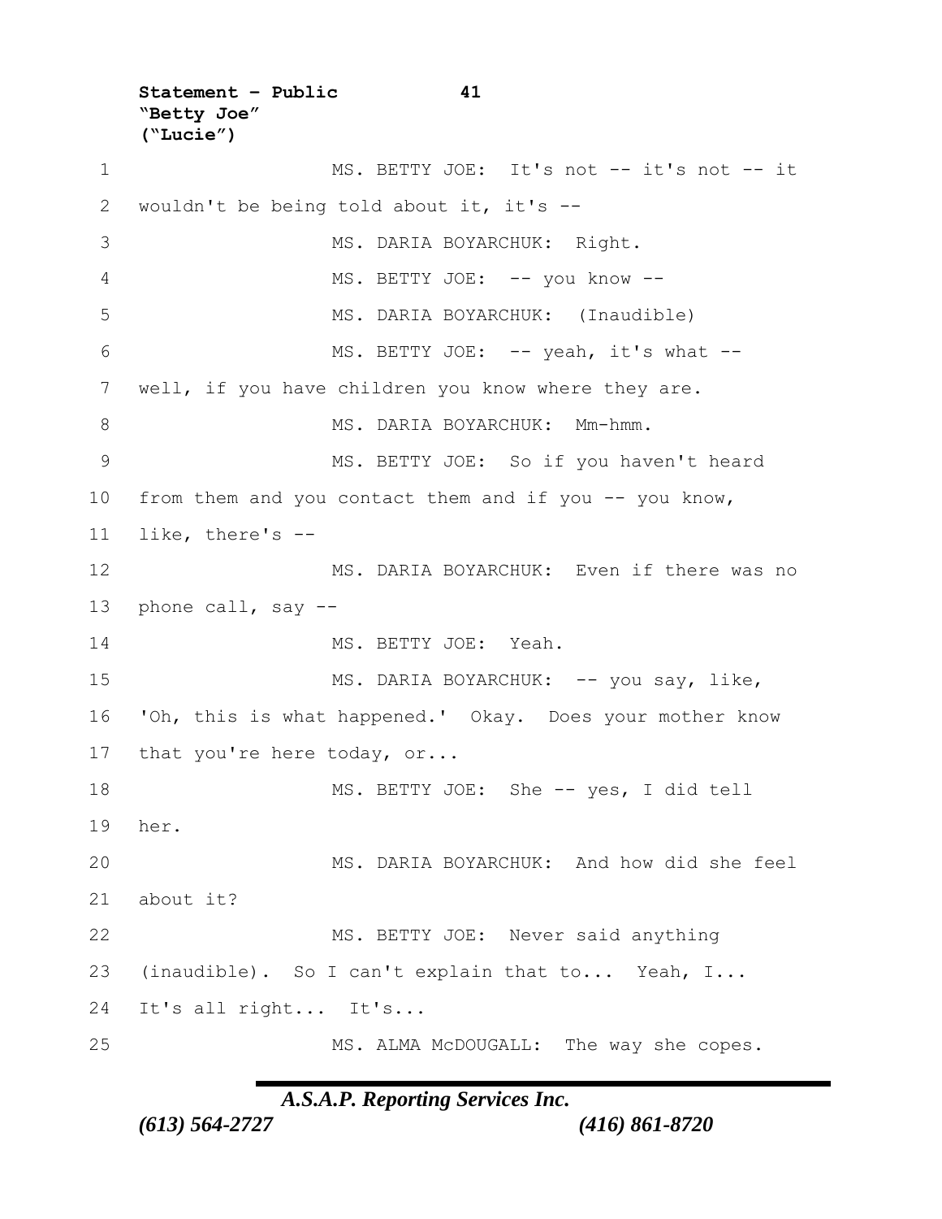MS. BETTY JOE: It's not -- it's not -- it wouldn't be being told about it, it's --

MS. DARIA BOYARCHUK: Right.

MS. BETTY JOE: -- you know --

MS. DARIA BOYARCHUK: (Inaudible)

MS. BETTY JOE: -- yeah, it's what -- well, if you have children you know where they are.

MS. DARIA BOYARCHUK: Mm-hmm.

MS. BETTY JOE: So if you haven't heard from them and you contact them and if you -- you know, like, there's --

MS. DARIA BOYARCHUK: Even if there was no phone call, say --

MS. BETTY JOE: Yeah.

MS. DARIA BOYARCHUK: -- you say, like, 'Oh, this is what happened.' Okay. Does your mother know that you're here today, or...

MS. BETTY JOE: She -- yes, I did tell her.

MS. DARIA BOYARCHUK: And how did she feel about it?

MS. BETTY JOE: Never said anything (inaudible). So I can't explain that to... Yeah, I... It's all right... It's...

MS. ALMA McDOUGALL: The way she copes.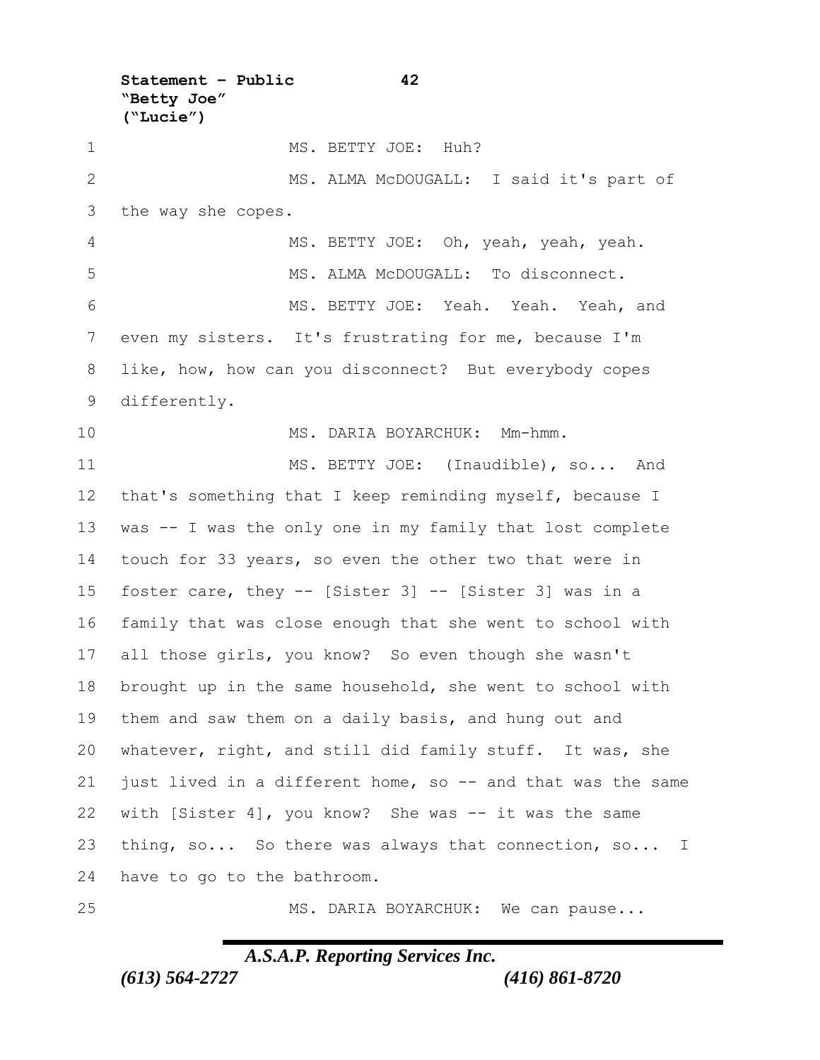MS. BETTY JOE: Huh?

MS. ALMA McDOUGALL: I said it's part of the way she copes.

MS. BETTY JOE: Oh, yeah, yeah, yeah.

MS. ALMA McDOUGALL: To disconnect.

MS. BETTY JOE: Yeah. Yeah. Yeah, and even my sisters. It's frustrating for me, because I'm like, how, how can you disconnect? But everybody copes differently.

MS. DARIA BOYARCHUK: Mm-hmm.

MS. BETTY JOE: (Inaudible), so... And that's something that I keep reminding myself, because I was -- I was the only one in my family that lost complete touch for 33 years, so even the other two that were in foster care, they -- [Sister 3] -- [Sister 3] was in a family that was close enough that she went to school with all those girls, you know? So even though she wasn't brought up in the same household, she went to school with them and saw them on a daily basis, and hung out and whatever, right, and still did family stuff. It was, she just lived in a different home, so -- and that was the same with [Sister 4], you know? She was -- it was the same thing, so... So there was always that connection, so... I have to go to the bathroom.

MS. DARIA BOYARCHUK: We can pause...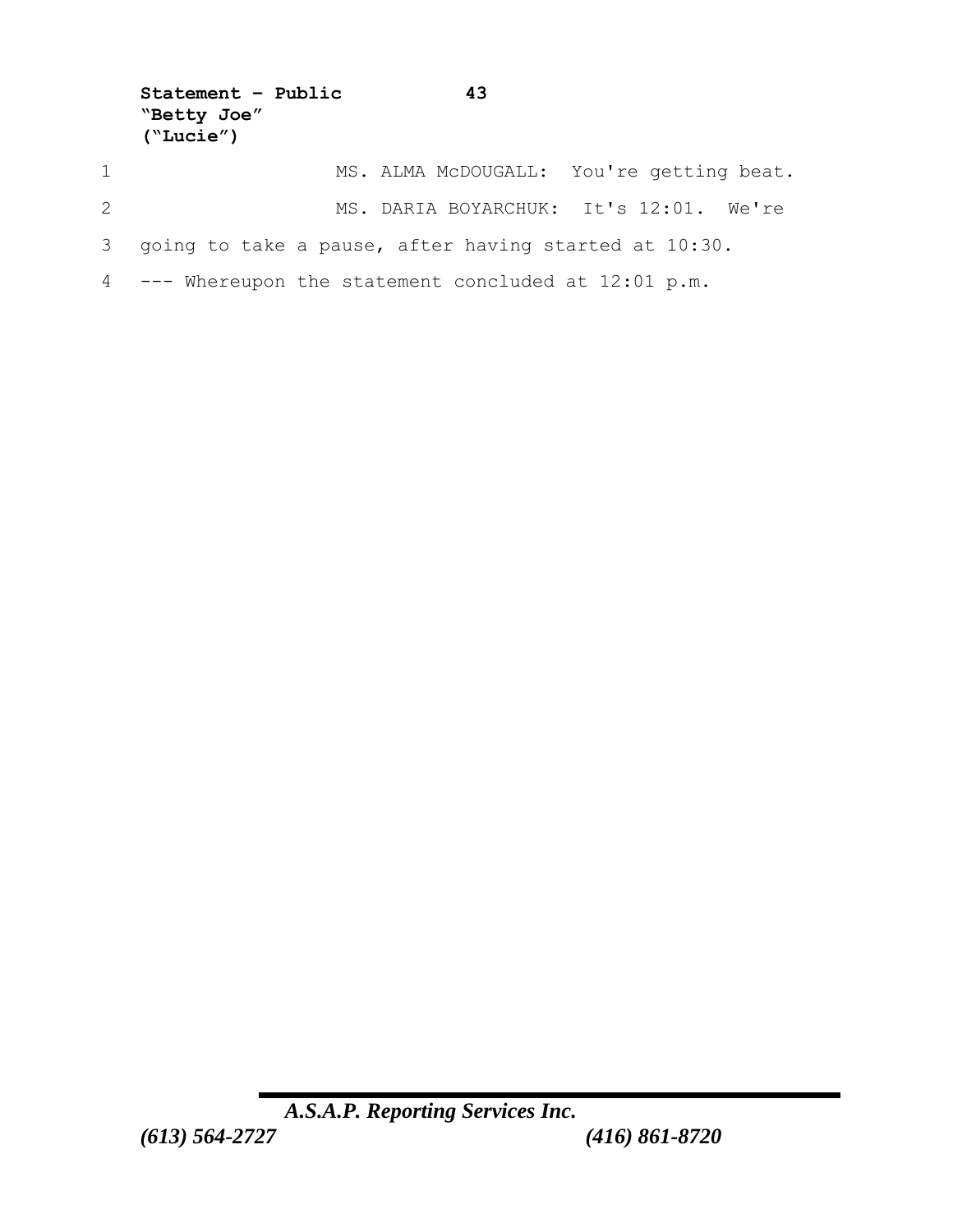MS. ALMA McDOUGALL: You're getting beat.

MS. DARIA BOYARCHUK: It's 12:01. We're going to take a pause, after having started at 10:30.

--- Whereupon the statement concluded at 12:01 p.m.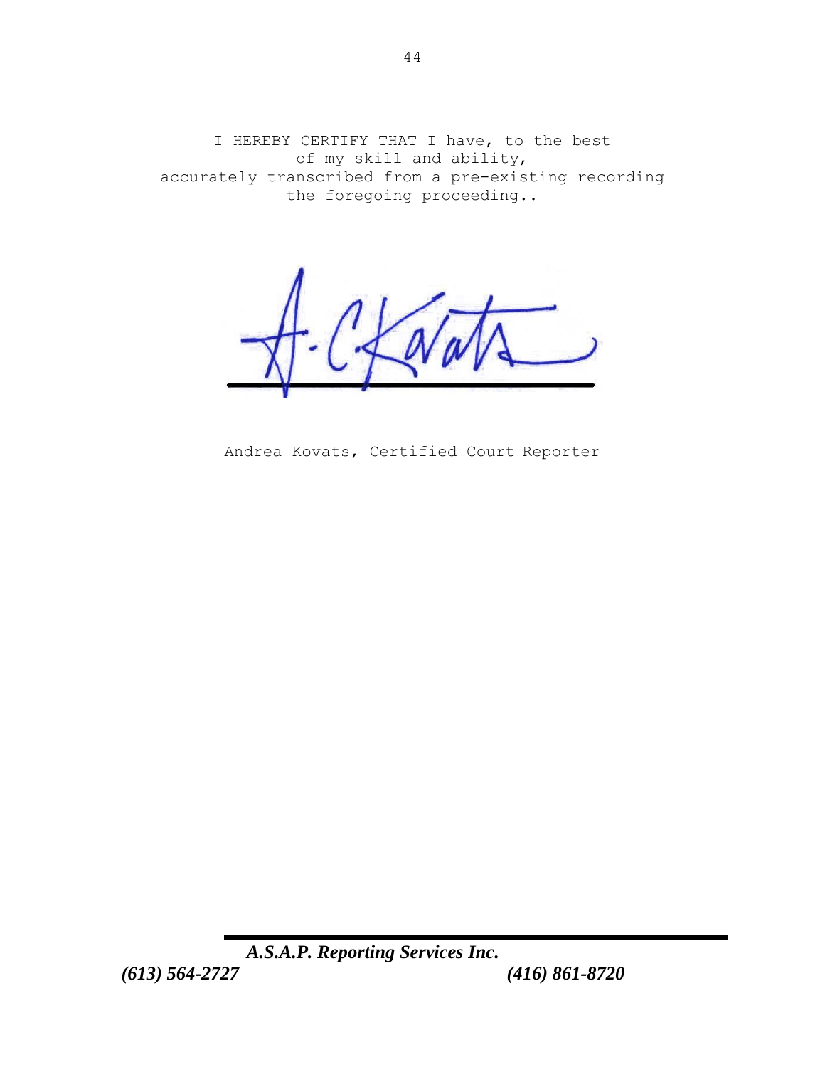I HEREBY CERTIFY THAT I have, to the best of my skill and ability, accurately transcribed from a pre-existing recording the foregoing proceeding..

Andrea Kovats, Certified Court Reporter